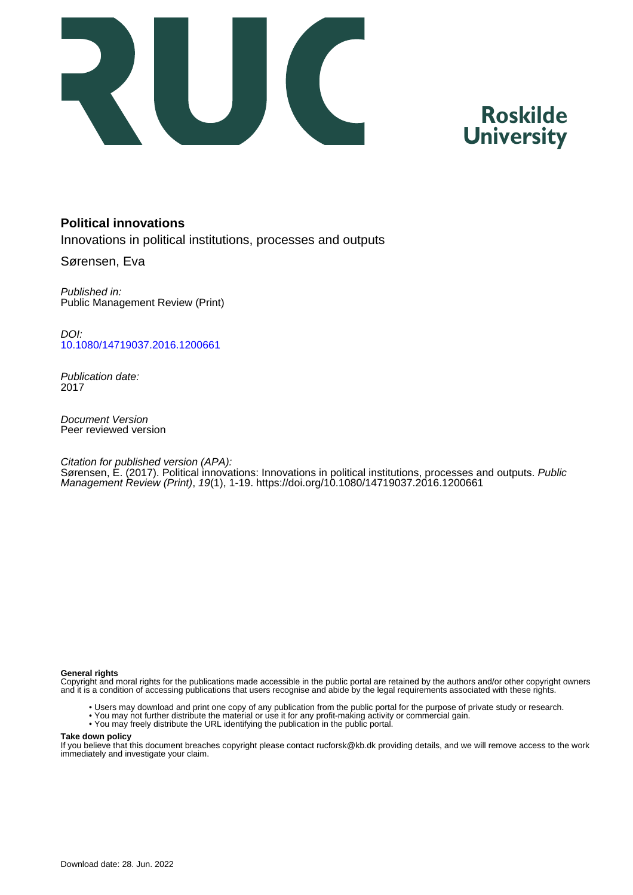Roskilde University

# Political innovations

Innovations in political institutions, processes and outputs

Sørensen, Eva

*Published in:*
Public Management Review (Print)

*DOI:*
10.1080/14719037.2016.1200661

*Publication date:*
2017

*Document Version*
Peer reviewed version

*Citation for published version (APA):*
Sørensen, E. (2017). Political innovations: Innovations in political institutions, processes and outputs. *Public Management Review (Print)*, *19*(1), 1-19. https://doi.org/10.1080/14719037.2016.1200661

**General rights**
Copyright and moral rights for the publications made accessible in the public portal are retained by the authors and/or other copyright owners and it is a condition of accessing publications that users recognise and abide by the legal requirements associated with these rights.

- Users may download and print one copy of any publication from the public portal for the purpose of private study or research.
- You may not further distribute the material or use it for any profit-making activity or commercial gain.
- You may freely distribute the URL identifying the publication in the public portal.

**Take down policy**
If you believe that this document breaches copyright please contact rucforsk@kb.dk providing details, and we will remove access to the work immediately and investigate your claim.

Download date: 28. Jun. 2022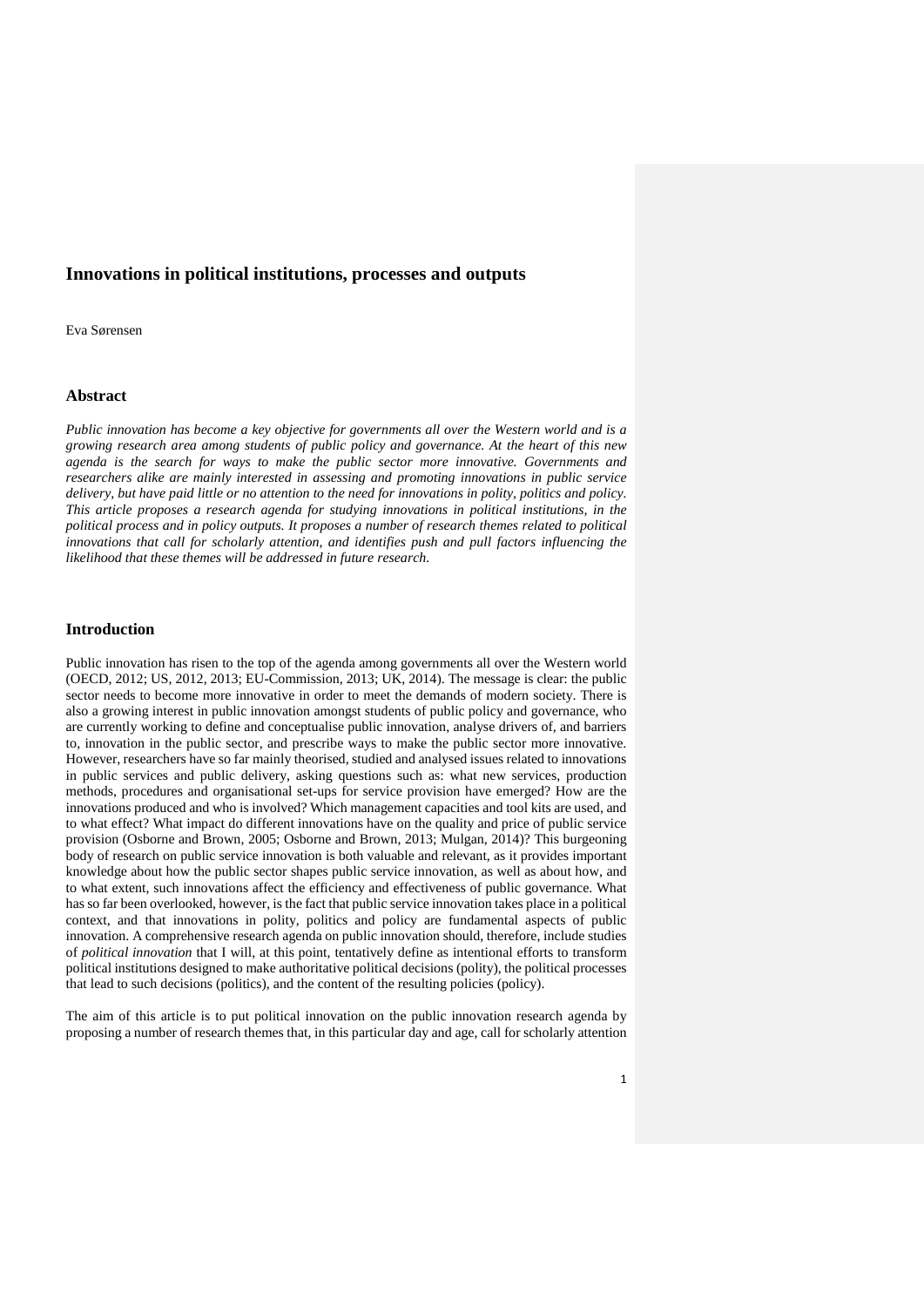# Innovations in political institutions, processes and outputs

Eva Sørensen

## Abstract

*Public innovation has become a key objective for governments all over the Western world and is a growing research area among students of public policy and governance. At the heart of this new agenda is the search for ways to make the public sector more innovative. Governments and researchers alike are mainly interested in assessing and promoting innovations in public service delivery, but have paid little or no attention to the need for innovations in polity, politics and policy. This article proposes a research agenda for studying innovations in political institutions, in the political process and in policy outputs. It proposes a number of research themes related to political innovations that call for scholarly attention, and identifies push and pull factors influencing the likelihood that these themes will be addressed in future research.*

## Introduction

Public innovation has risen to the top of the agenda among governments all over the Western world (OECD, 2012; US, 2012, 2013; EU-Commission, 2013; UK, 2014). The message is clear: the public sector needs to become more innovative in order to meet the demands of modern society. There is also a growing interest in public innovation amongst students of public policy and governance, who are currently working to define and conceptualise public innovation, analyse drivers of, and barriers to, innovation in the public sector, and prescribe ways to make the public sector more innovative. However, researchers have so far mainly theorised, studied and analysed issues related to innovations in public services and public delivery, asking questions such as: what new services, production methods, procedures and organisational set-ups for service provision have emerged? How are the innovations produced and who is involved? Which management capacities and tool kits are used, and to what effect? What impact do different innovations have on the quality and price of public service provision (Osborne and Brown, 2005; Osborne and Brown, 2013; Mulgan, 2014)? This burgeoning body of research on public service innovation is both valuable and relevant, as it provides important knowledge about how the public sector shapes public service innovation, as well as about how, and to what extent, such innovations affect the efficiency and effectiveness of public governance. What has so far been overlooked, however, is the fact that public service innovation takes place in a political context, and that innovations in polity, politics and policy are fundamental aspects of public innovation. A comprehensive research agenda on public innovation should, therefore, include studies of *political innovation* that I will, at this point, tentatively define as intentional efforts to transform political institutions designed to make authoritative political decisions (polity), the political processes that lead to such decisions (politics), and the content of the resulting policies (policy).

The aim of this article is to put political innovation on the public innovation research agenda by proposing a number of research themes that, in this particular day and age, call for scholarly attention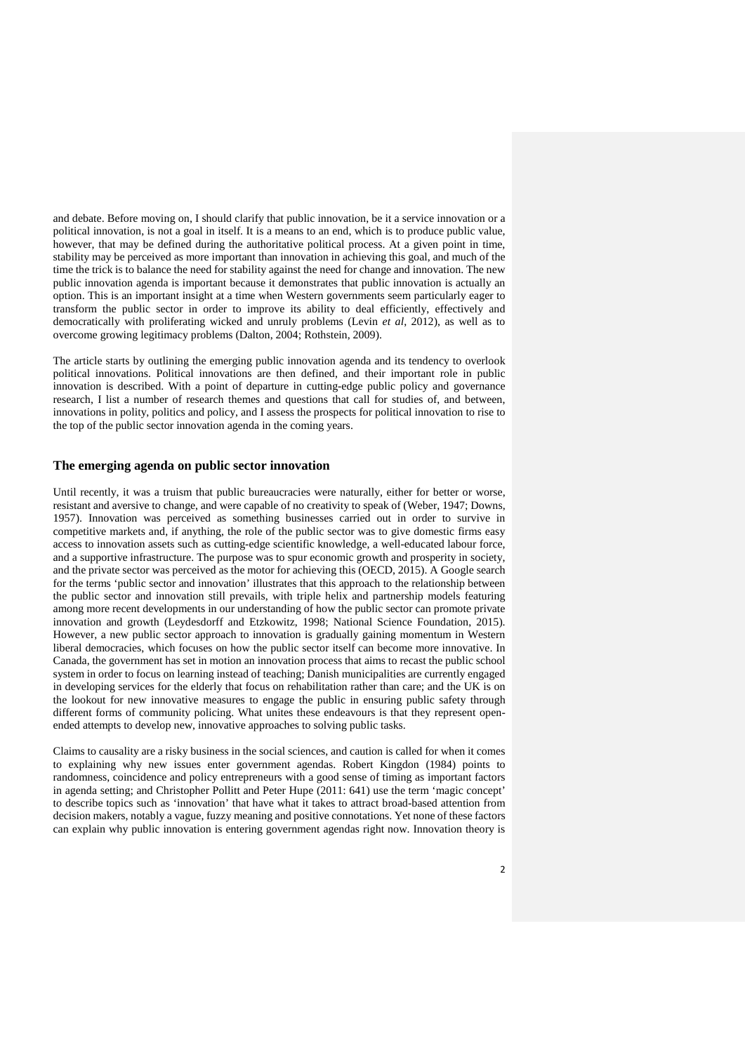and debate. Before moving on, I should clarify that public innovation, be it a service innovation or a political innovation, is not a goal in itself. It is a means to an end, which is to produce public value, however, that may be defined during the authoritative political process. At a given point in time, stability may be perceived as more important than innovation in achieving this goal, and much of the time the trick is to balance the need for stability against the need for change and innovation. The new public innovation agenda is important because it demonstrates that public innovation is actually an option. This is an important insight at a time when Western governments seem particularly eager to transform the public sector in order to improve its ability to deal efficiently, effectively and democratically with proliferating wicked and unruly problems (Levin *et al*, 2012), as well as to overcome growing legitimacy problems (Dalton, 2004; Rothstein, 2009).

The article starts by outlining the emerging public innovation agenda and its tendency to overlook political innovations. Political innovations are then defined, and their important role in public innovation is described. With a point of departure in cutting-edge public policy and governance research, I list a number of research themes and questions that call for studies of, and between, innovations in polity, politics and policy, and I assess the prospects for political innovation to rise to the top of the public sector innovation agenda in the coming years.

## The emerging agenda on public sector innovation

Until recently, it was a truism that public bureaucracies were naturally, either for better or worse, resistant and aversive to change, and were capable of no creativity to speak of (Weber, 1947; Downs, 1957). Innovation was perceived as something businesses carried out in order to survive in competitive markets and, if anything, the role of the public sector was to give domestic firms easy access to innovation assets such as cutting-edge scientific knowledge, a well-educated labour force, and a supportive infrastructure. The purpose was to spur economic growth and prosperity in society, and the private sector was perceived as the motor for achieving this (OECD, 2015). A Google search for the terms 'public sector and innovation' illustrates that this approach to the relationship between the public sector and innovation still prevails, with triple helix and partnership models featuring among more recent developments in our understanding of how the public sector can promote private innovation and growth (Leydesdorff and Etzkowitz, 1998; National Science Foundation, 2015). However, a new public sector approach to innovation is gradually gaining momentum in Western liberal democracies, which focuses on how the public sector itself can become more innovative. In Canada, the government has set in motion an innovation process that aims to recast the public school system in order to focus on learning instead of teaching; Danish municipalities are currently engaged in developing services for the elderly that focus on rehabilitation rather than care; and the UK is on the lookout for new innovative measures to engage the public in ensuring public safety through different forms of community policing. What unites these endeavours is that they represent open-ended attempts to develop new, innovative approaches to solving public tasks.

Claims to causality are a risky business in the social sciences, and caution is called for when it comes to explaining why new issues enter government agendas. Robert Kingdon (1984) points to randomness, coincidence and policy entrepreneurs with a good sense of timing as important factors in agenda setting; and Christopher Pollitt and Peter Hupe (2011: 641) use the term 'magic concept' to describe topics such as 'innovation' that have what it takes to attract broad-based attention from decision makers, notably a vague, fuzzy meaning and positive connotations. Yet none of these factors can explain why public innovation is entering government agendas right now. Innovation theory is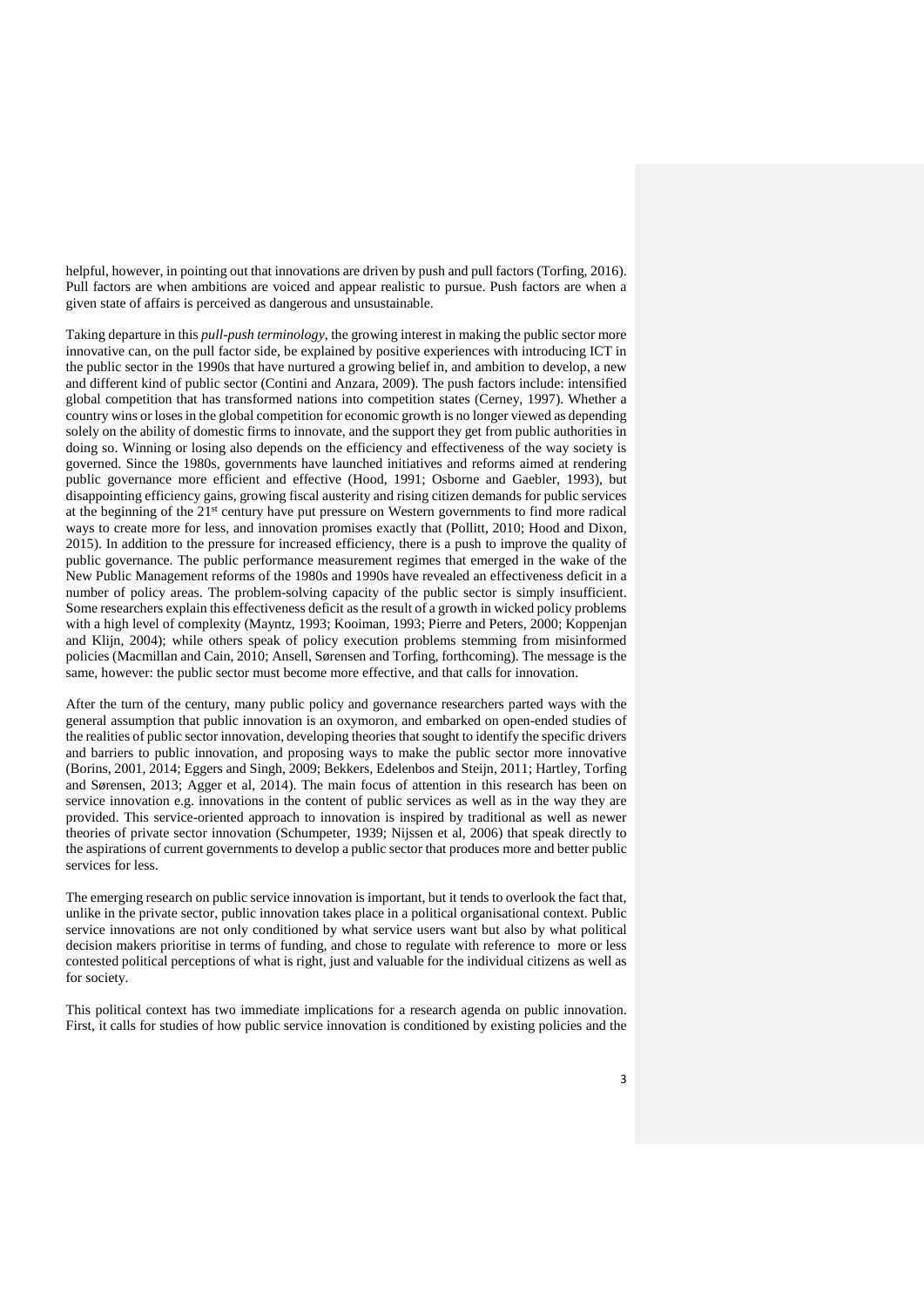helpful, however, in pointing out that innovations are driven by push and pull factors (Torfing, 2016). Pull factors are when ambitions are voiced and appear realistic to pursue. Push factors are when a given state of affairs is perceived as dangerous and unsustainable.

Taking departure in this *pull-push terminology*, the growing interest in making the public sector more innovative can, on the pull factor side, be explained by positive experiences with introducing ICT in the public sector in the 1990s that have nurtured a growing belief in, and ambition to develop, a new and different kind of public sector (Contini and Anzara, 2009). The push factors include: intensified global competition that has transformed nations into competition states (Cerney, 1997). Whether a country wins or loses in the global competition for economic growth is no longer viewed as depending solely on the ability of domestic firms to innovate, and the support they get from public authorities in doing so. Winning or losing also depends on the efficiency and effectiveness of the way society is governed. Since the 1980s, governments have launched initiatives and reforms aimed at rendering public governance more efficient and effective (Hood, 1991; Osborne and Gaebler, 1993), but disappointing efficiency gains, growing fiscal austerity and rising citizen demands for public services at the beginning of the 21st century have put pressure on Western governments to find more radical ways to create more for less, and innovation promises exactly that (Pollitt, 2010; Hood and Dixon, 2015). In addition to the pressure for increased efficiency, there is a push to improve the quality of public governance. The public performance measurement regimes that emerged in the wake of the New Public Management reforms of the 1980s and 1990s have revealed an effectiveness deficit in a number of policy areas. The problem-solving capacity of the public sector is simply insufficient. Some researchers explain this effectiveness deficit as the result of a growth in wicked policy problems with a high level of complexity (Mayntz, 1993; Kooiman, 1993; Pierre and Peters, 2000; Koppenjan and Klijn, 2004); while others speak of policy execution problems stemming from misinformed policies (Macmillan and Cain, 2010; Ansell, Sørensen and Torfing, forthcoming). The message is the same, however: the public sector must become more effective, and that calls for innovation.

After the turn of the century, many public policy and governance researchers parted ways with the general assumption that public innovation is an oxymoron, and embarked on open-ended studies of the realities of public sector innovation, developing theories that sought to identify the specific drivers and barriers to public innovation, and proposing ways to make the public sector more innovative (Borins, 2001, 2014; Eggers and Singh, 2009; Bekkers, Edelenbos and Steijn, 2011; Hartley, Torfing and Sørensen, 2013; Agger et al, 2014). The main focus of attention in this research has been on service innovation e.g. innovations in the content of public services as well as in the way they are provided. This service-oriented approach to innovation is inspired by traditional as well as newer theories of private sector innovation (Schumpeter, 1939; Nijssen et al, 2006) that speak directly to the aspirations of current governments to develop a public sector that produces more and better public services for less.

The emerging research on public service innovation is important, but it tends to overlook the fact that, unlike in the private sector, public innovation takes place in a political organisational context. Public service innovations are not only conditioned by what service users want but also by what political decision makers prioritise in terms of funding, and chose to regulate with reference to more or less contested political perceptions of what is right, just and valuable for the individual citizens as well as for society.

This political context has two immediate implications for a research agenda on public innovation. First, it calls for studies of how public service innovation is conditioned by existing policies and the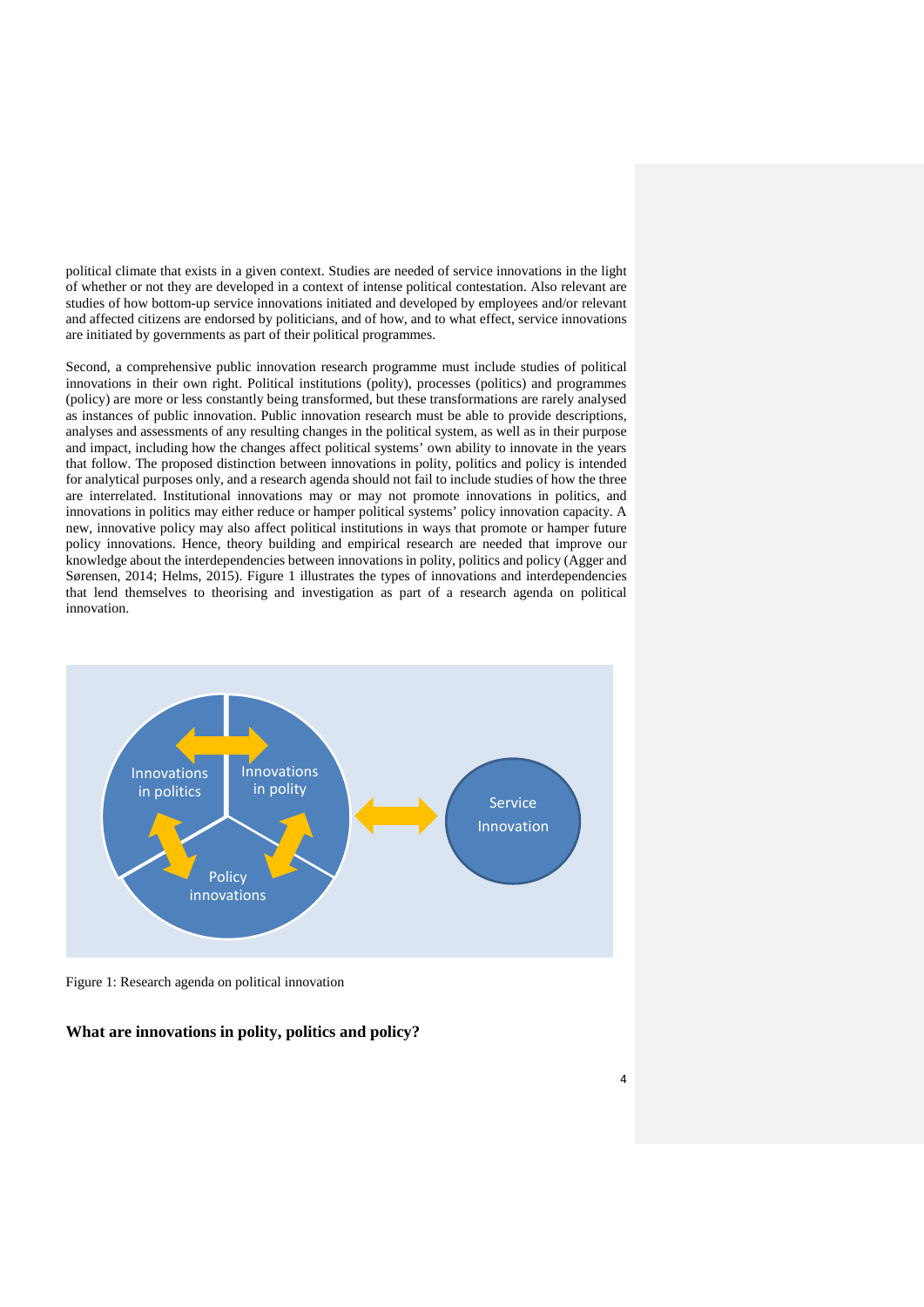political climate that exists in a given context. Studies are needed of service innovations in the light of whether or not they are developed in a context of intense political contestation. Also relevant are studies of how bottom-up service innovations initiated and developed by employees and/or relevant and affected citizens are endorsed by politicians, and of how, and to what effect, service innovations are initiated by governments as part of their political programmes.

Second, a comprehensive public innovation research programme must include studies of political innovations in their own right. Political institutions (polity), processes (politics) and programmes (policy) are more or less constantly being transformed, but these transformations are rarely analysed as instances of public innovation. Public innovation research must be able to provide descriptions, analyses and assessments of any resulting changes in the political system, as well as in their purpose and impact, including how the changes affect political systems' own ability to innovate in the years that follow. The proposed distinction between innovations in polity, politics and policy is intended for analytical purposes only, and a research agenda should not fail to include studies of how the three are interrelated. Institutional innovations may or may not promote innovations in politics, and innovations in politics may either reduce or hamper political systems' policy innovation capacity. A new, innovative policy may also affect political institutions in ways that promote or hamper future policy innovations. Hence, theory building and empirical research are needed that improve our knowledge about the interdependencies between innovations in polity, politics and policy (Agger and Sørensen, 2014; Helms, 2015). Figure 1 illustrates the types of innovations and interdependencies that lend themselves to theorising and investigation as part of a research agenda on political innovation.

Figure 1: Research agenda on political innovation

### What are innovations in polity, politics and policy?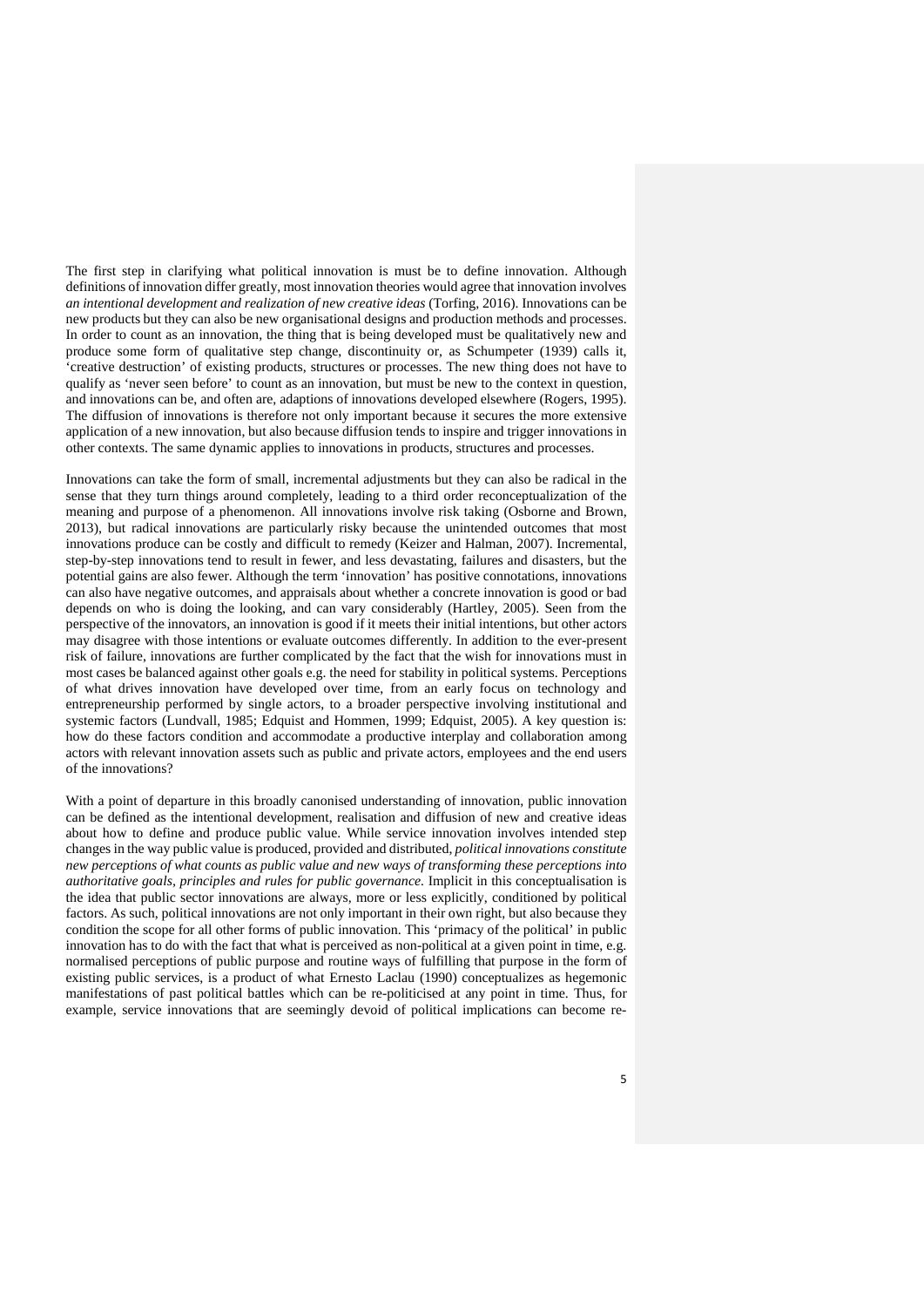The first step in clarifying what political innovation is must be to define innovation. Although definitions of innovation differ greatly, most innovation theories would agree that innovation involves *an intentional development and realization of new creative ideas* (Torfing, 2016). Innovations can be new products but they can also be new organisational designs and production methods and processes. In order to count as an innovation, the thing that is being developed must be qualitatively new and produce some form of qualitative step change, discontinuity or, as Schumpeter (1939) calls it, 'creative destruction' of existing products, structures or processes. The new thing does not have to qualify as 'never seen before' to count as an innovation, but must be new to the context in question, and innovations can be, and often are, adaptions of innovations developed elsewhere (Rogers, 1995). The diffusion of innovations is therefore not only important because it secures the more extensive application of a new innovation, but also because diffusion tends to inspire and trigger innovations in other contexts. The same dynamic applies to innovations in products, structures and processes.

Innovations can take the form of small, incremental adjustments but they can also be radical in the sense that they turn things around completely, leading to a third order reconceptualization of the meaning and purpose of a phenomenon. All innovations involve risk taking (Osborne and Brown, 2013), but radical innovations are particularly risky because the unintended outcomes that most innovations produce can be costly and difficult to remedy (Keizer and Halman, 2007). Incremental, step-by-step innovations tend to result in fewer, and less devastating, failures and disasters, but the potential gains are also fewer. Although the term 'innovation' has positive connotations, innovations can also have negative outcomes, and appraisals about whether a concrete innovation is good or bad depends on who is doing the looking, and can vary considerably (Hartley, 2005). Seen from the perspective of the innovators, an innovation is good if it meets their initial intentions, but other actors may disagree with those intentions or evaluate outcomes differently. In addition to the ever-present risk of failure, innovations are further complicated by the fact that the wish for innovations must in most cases be balanced against other goals e.g. the need for stability in political systems. Perceptions of what drives innovation have developed over time, from an early focus on technology and entrepreneurship performed by single actors, to a broader perspective involving institutional and systemic factors (Lundvall, 1985; Edquist and Hommen, 1999; Edquist, 2005). A key question is: how do these factors condition and accommodate a productive interplay and collaboration among actors with relevant innovation assets such as public and private actors, employees and the end users of the innovations?

With a point of departure in this broadly canonised understanding of innovation, public innovation can be defined as the intentional development, realisation and diffusion of new and creative ideas about how to define and produce public value. While service innovation involves intended step changes in the way public value is produced, provided and distributed, *political innovations constitute new perceptions of what counts as public value and new ways of transforming these perceptions into authoritative goals, principles and rules for public governance*. Implicit in this conceptualisation is the idea that public sector innovations are always, more or less explicitly, conditioned by political factors. As such, political innovations are not only important in their own right, but also because they condition the scope for all other forms of public innovation. This 'primacy of the political' in public innovation has to do with the fact that what is perceived as non-political at a given point in time, e.g. normalised perceptions of public purpose and routine ways of fulfilling that purpose in the form of existing public services, is a product of what Ernesto Laclau (1990) conceptualizes as hegemonic manifestations of past political battles which can be re-politicised at any point in time. Thus, for example, service innovations that are seemingly devoid of political implications can become re-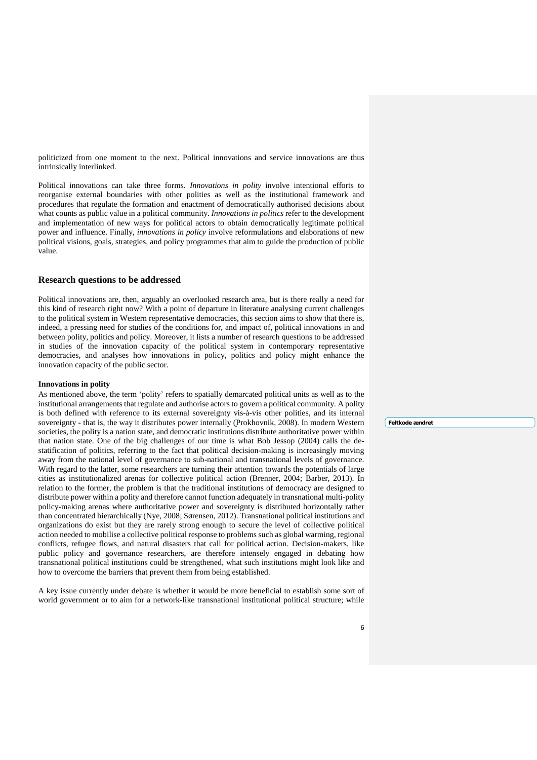politicized from one moment to the next. Political innovations and service innovations are thus intrinsically interlinked.

Political innovations can take three forms. *Innovations in polity* involve intentional efforts to reorganise external boundaries with other polities as well as the institutional framework and procedures that regulate the formation and enactment of democratically authorised decisions about what counts as public value in a political community. *Innovations in politics* refer to the development and implementation of new ways for political actors to obtain democratically legitimate political power and influence. Finally, *innovations in policy* involve reformulations and elaborations of new political visions, goals, strategies, and policy programmes that aim to guide the production of public value.

## Research questions to be addressed

Political innovations are, then, arguably an overlooked research area, but is there really a need for this kind of research right now? With a point of departure in literature analysing current challenges to the political system in Western representative democracies, this section aims to show that there is, indeed, a pressing need for studies of the conditions for, and impact of, political innovations in and between polity, politics and policy. Moreover, it lists a number of research questions to be addressed in studies of the innovation capacity of the political system in contemporary representative democracies, and analyses how innovations in policy, politics and policy might enhance the innovation capacity of the public sector.

### Innovations in polity

As mentioned above, the term 'polity' refers to spatially demarcated political units as well as to the institutional arrangements that regulate and authorise actors to govern a political community. A polity is both defined with reference to its external sovereignty vis-à-vis other polities, and its internal sovereignty - that is, the way it distributes power internally (Prokhovnik, 2008). In modern Western societies, the polity is a nation state, and democratic institutions distribute authoritative power within that nation state. One of the big challenges of our time is what Bob Jessop (2004) calls the de-statification of politics, referring to the fact that political decision-making is increasingly moving away from the national level of governance to sub-national and transnational levels of governance. With regard to the latter, some researchers are turning their attention towards the potentials of large cities as institutionalized arenas for collective political action (Brenner, 2004; Barber, 2013). In relation to the former, the problem is that the traditional institutions of democracy are designed to distribute power within a polity and therefore cannot function adequately in transnational multi-polity policy-making arenas where authoritative power and sovereignty is distributed horizontally rather than concentrated hierarchically (Nye, 2008; Sørensen, 2012). Transnational political institutions and organizations do exist but they are rarely strong enough to secure the level of collective political action needed to mobilise a collective political response to problems such as global warming, regional conflicts, refugee flows, and natural disasters that call for political action. Decision-makers, like public policy and governance researchers, are therefore intensely engaged in debating how transnational political institutions could be strengthened, what such institutions might look like and how to overcome the barriers that prevent them from being established.

A key issue currently under debate is whether it would be more beneficial to establish some sort of world government or to aim for a network-like transnational institutional political structure; while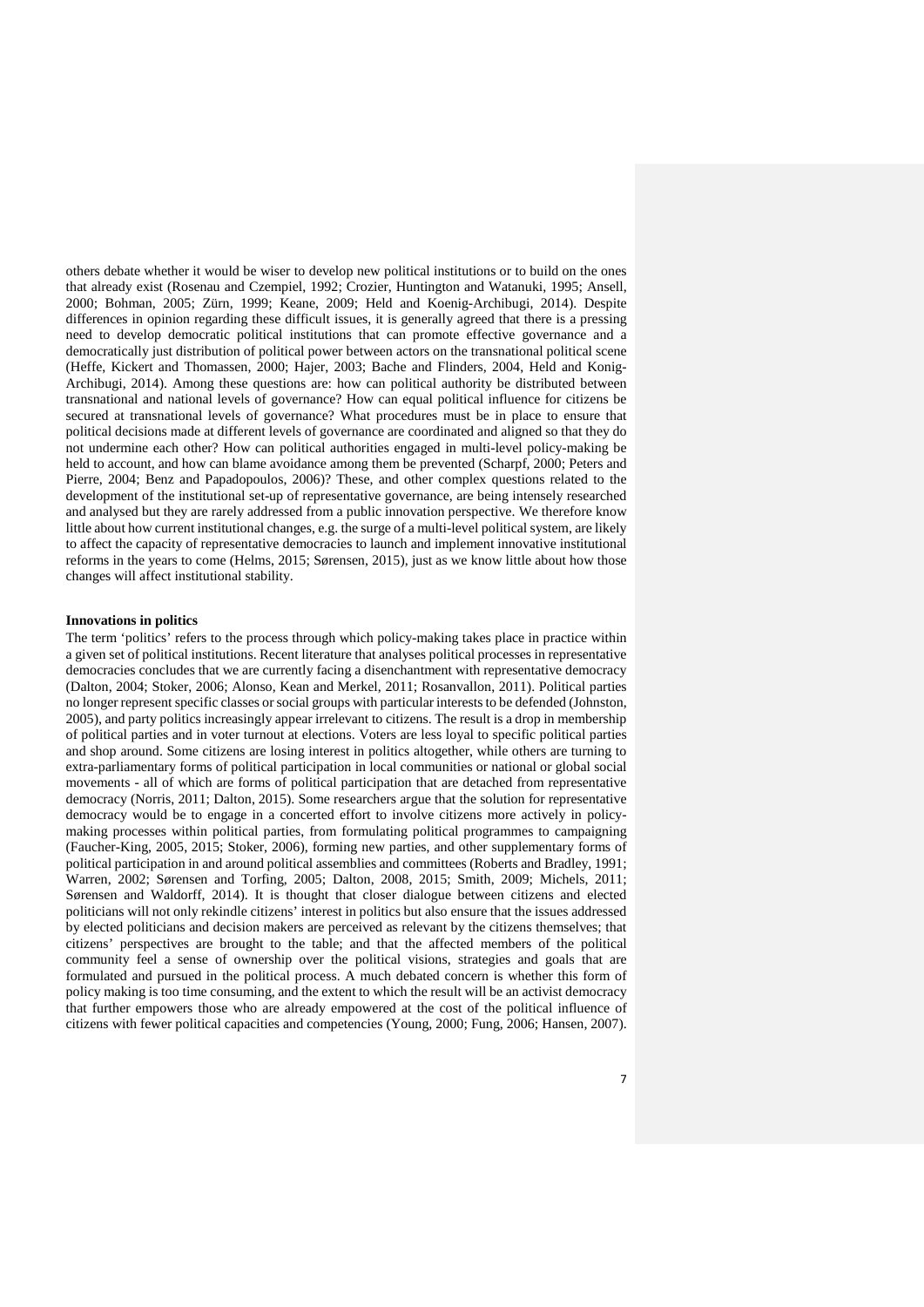others debate whether it would be wiser to develop new political institutions or to build on the ones that already exist (Rosenau and Czempiel, 1992; Crozier, Huntington and Watanuki, 1995; Ansell, 2000; Bohman, 2005; Zürn, 1999; Keane, 2009; Held and Koenig-Archibugi, 2014). Despite differences in opinion regarding these difficult issues, it is generally agreed that there is a pressing need to develop democratic political institutions that can promote effective governance and a democratically just distribution of political power between actors on the transnational political scene (Heffe, Kickert and Thomassen, 2000; Hajer, 2003; Bache and Flinders, 2004, Held and Konig-Archibugi, 2014). Among these questions are: how can political authority be distributed between transnational and national levels of governance? How can equal political influence for citizens be secured at transnational levels of governance? What procedures must be in place to ensure that political decisions made at different levels of governance are coordinated and aligned so that they do not undermine each other? How can political authorities engaged in multi-level policy-making be held to account, and how can blame avoidance among them be prevented (Scharpf, 2000; Peters and Pierre, 2004; Benz and Papadopoulos, 2006)? These, and other complex questions related to the development of the institutional set-up of representative governance, are being intensely researched and analysed but they are rarely addressed from a public innovation perspective. We therefore know little about how current institutional changes, e.g. the surge of a multi-level political system, are likely to affect the capacity of representative democracies to launch and implement innovative institutional reforms in the years to come (Helms, 2015; Sørensen, 2015), just as we know little about how those changes will affect institutional stability.

**Innovations in politics**

The term 'politics' refers to the process through which policy-making takes place in practice within a given set of political institutions. Recent literature that analyses political processes in representative democracies concludes that we are currently facing a disenchantment with representative democracy (Dalton, 2004; Stoker, 2006; Alonso, Kean and Merkel, 2011; Rosanvallon, 2011). Political parties no longer represent specific classes or social groups with particular interests to be defended (Johnston, 2005), and party politics increasingly appear irrelevant to citizens. The result is a drop in membership of political parties and in voter turnout at elections. Voters are less loyal to specific political parties and shop around. Some citizens are losing interest in politics altogether, while others are turning to extra-parliamentary forms of political participation in local communities or national or global social movements - all of which are forms of political participation that are detached from representative democracy (Norris, 2011; Dalton, 2015). Some researchers argue that the solution for representative democracy would be to engage in a concerted effort to involve citizens more actively in policy-making processes within political parties, from formulating political programmes to campaigning (Faucher-King, 2005, 2015; Stoker, 2006), forming new parties, and other supplementary forms of political participation in and around political assemblies and committees (Roberts and Bradley, 1991; Warren, 2002; Sørensen and Torfing, 2005; Dalton, 2008, 2015; Smith, 2009; Michels, 2011; Sørensen and Waldorff, 2014). It is thought that closer dialogue between citizens and elected politicians will not only rekindle citizens' interest in politics but also ensure that the issues addressed by elected politicians and decision makers are perceived as relevant by the citizens themselves; that citizens' perspectives are brought to the table; and that the affected members of the political community feel a sense of ownership over the political visions, strategies and goals that are formulated and pursued in the political process. A much debated concern is whether this form of policy making is too time consuming, and the extent to which the result will be an activist democracy that further empowers those who are already empowered at the cost of the political influence of citizens with fewer political capacities and competencies (Young, 2000; Fung, 2006; Hansen, 2007).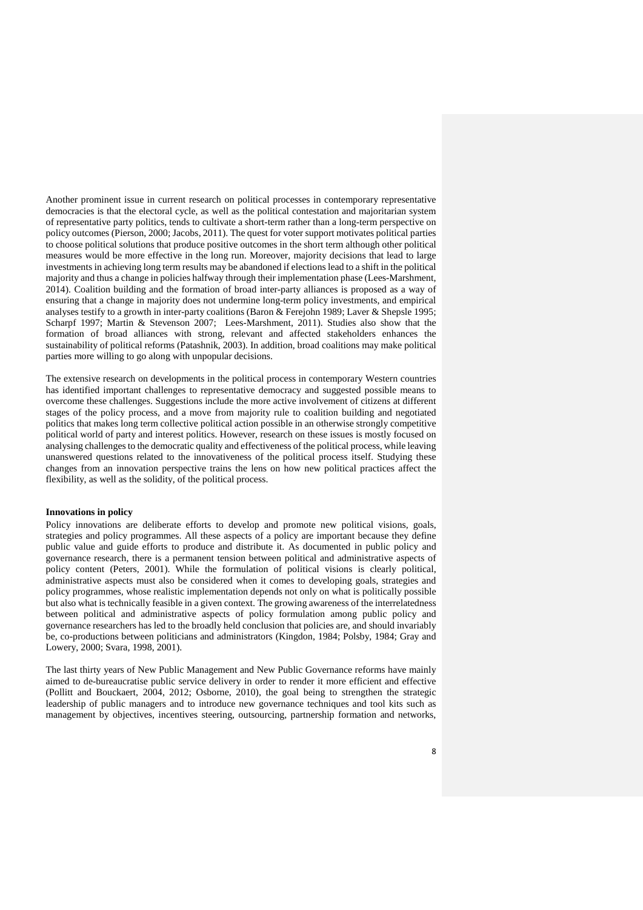Another prominent issue in current research on political processes in contemporary representative democracies is that the electoral cycle, as well as the political contestation and majoritarian system of representative party politics, tends to cultivate a short-term rather than a long-term perspective on policy outcomes (Pierson, 2000; Jacobs, 2011). The quest for voter support motivates political parties to choose political solutions that produce positive outcomes in the short term although other political measures would be more effective in the long run. Moreover, majority decisions that lead to large investments in achieving long term results may be abandoned if elections lead to a shift in the political majority and thus a change in policies halfway through their implementation phase (Lees-Marshment, 2014). Coalition building and the formation of broad inter-party alliances is proposed as a way of ensuring that a change in majority does not undermine long-term policy investments, and empirical analyses testify to a growth in inter-party coalitions (Baron & Ferejohn 1989; Laver & Shepsle 1995; Scharpf 1997; Martin & Stevenson 2007; Lees-Marshment, 2011). Studies also show that the formation of broad alliances with strong, relevant and affected stakeholders enhances the sustainability of political reforms (Patashnik, 2003). In addition, broad coalitions may make political parties more willing to go along with unpopular decisions.

The extensive research on developments in the political process in contemporary Western countries has identified important challenges to representative democracy and suggested possible means to overcome these challenges. Suggestions include the more active involvement of citizens at different stages of the policy process, and a move from majority rule to coalition building and negotiated politics that makes long term collective political action possible in an otherwise strongly competitive political world of party and interest politics. However, research on these issues is mostly focused on analysing challenges to the democratic quality and effectiveness of the political process, while leaving unanswered questions related to the innovativeness of the political process itself. Studying these changes from an innovation perspective trains the lens on how new political practices affect the flexibility, as well as the solidity, of the political process.

**Innovations in policy**

Policy innovations are deliberate efforts to develop and promote new political visions, goals, strategies and policy programmes. All these aspects of a policy are important because they define public value and guide efforts to produce and distribute it. As documented in public policy and governance research, there is a permanent tension between political and administrative aspects of policy content (Peters, 2001). While the formulation of political visions is clearly political, administrative aspects must also be considered when it comes to developing goals, strategies and policy programmes, whose realistic implementation depends not only on what is politically possible but also what is technically feasible in a given context. The growing awareness of the interrelatedness between political and administrative aspects of policy formulation among public policy and governance researchers has led to the broadly held conclusion that policies are, and should invariably be, co-productions between politicians and administrators (Kingdon, 1984; Polsby, 1984; Gray and Lowery, 2000; Svara, 1998, 2001).

The last thirty years of New Public Management and New Public Governance reforms have mainly aimed to de-bureaucratise public service delivery in order to render it more efficient and effective (Pollitt and Bouckaert, 2004, 2012; Osborne, 2010), the goal being to strengthen the strategic leadership of public managers and to introduce new governance techniques and tool kits such as management by objectives, incentives steering, outsourcing, partnership formation and networks,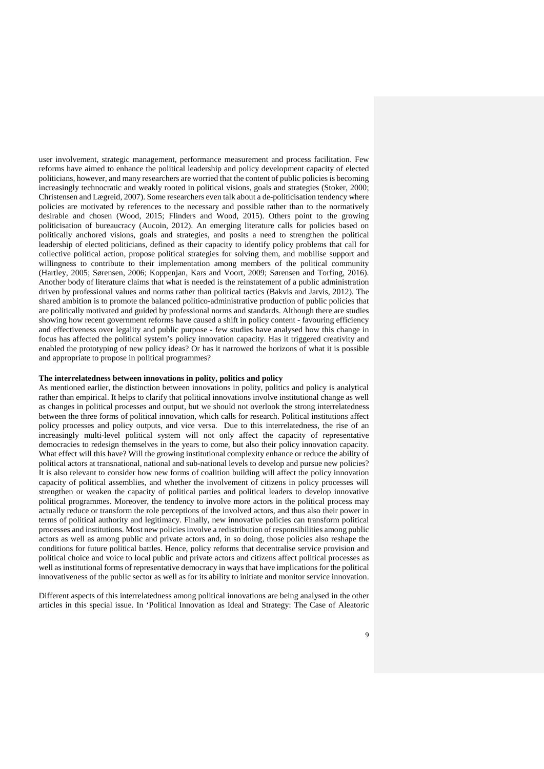user involvement, strategic management, performance measurement and process facilitation. Few reforms have aimed to enhance the political leadership and policy development capacity of elected politicians, however, and many researchers are worried that the content of public policies is becoming increasingly technocratic and weakly rooted in political visions, goals and strategies (Stoker, 2000; Christensen and Lægreid, 2007). Some researchers even talk about a de-politicisation tendency where policies are motivated by references to the necessary and possible rather than to the normatively desirable and chosen (Wood, 2015; Flinders and Wood, 2015). Others point to the growing politicisation of bureaucracy (Aucoin, 2012). An emerging literature calls for policies based on politically anchored visions, goals and strategies, and posits a need to strengthen the political leadership of elected politicians, defined as their capacity to identify policy problems that call for collective political action, propose political strategies for solving them, and mobilise support and willingness to contribute to their implementation among members of the political community (Hartley, 2005; Sørensen, 2006; Koppenjan, Kars and Voort, 2009; Sørensen and Torfing, 2016). Another body of literature claims that what is needed is the reinstatement of a public administration driven by professional values and norms rather than political tactics (Bakvis and Jarvis, 2012). The shared ambition is to promote the balanced politico-administrative production of public policies that are politically motivated and guided by professional norms and standards. Although there are studies showing how recent government reforms have caused a shift in policy content - favouring efficiency and effectiveness over legality and public purpose - few studies have analysed how this change in focus has affected the political system's policy innovation capacity. Has it triggered creativity and enabled the prototyping of new policy ideas? Or has it narrowed the horizons of what it is possible and appropriate to propose in political programmes?

**The interrelatedness between innovations in polity, politics and policy**

As mentioned earlier, the distinction between innovations in polity, politics and policy is analytical rather than empirical. It helps to clarify that political innovations involve institutional change as well as changes in political processes and output, but we should not overlook the strong interrelatedness between the three forms of political innovation, which calls for research. Political institutions affect policy processes and policy outputs, and vice versa. Due to this interrelatedness, the rise of an increasingly multi-level political system will not only affect the capacity of representative democracies to redesign themselves in the years to come, but also their policy innovation capacity. What effect will this have? Will the growing institutional complexity enhance or reduce the ability of political actors at transnational, national and sub-national levels to develop and pursue new policies? It is also relevant to consider how new forms of coalition building will affect the policy innovation capacity of political assemblies, and whether the involvement of citizens in policy processes will strengthen or weaken the capacity of political parties and political leaders to develop innovative political programmes. Moreover, the tendency to involve more actors in the political process may actually reduce or transform the role perceptions of the involved actors, and thus also their power in terms of political authority and legitimacy. Finally, new innovative policies can transform political processes and institutions. Most new policies involve a redistribution of responsibilities among public actors as well as among public and private actors and, in so doing, those policies also reshape the conditions for future political battles. Hence, policy reforms that decentralise service provision and political choice and voice to local public and private actors and citizens affect political processes as well as institutional forms of representative democracy in ways that have implications for the political innovativeness of the public sector as well as for its ability to initiate and monitor service innovation.

Different aspects of this interrelatedness among political innovations are being analysed in the other articles in this special issue. In 'Political Innovation as Ideal and Strategy: The Case of Aleatoric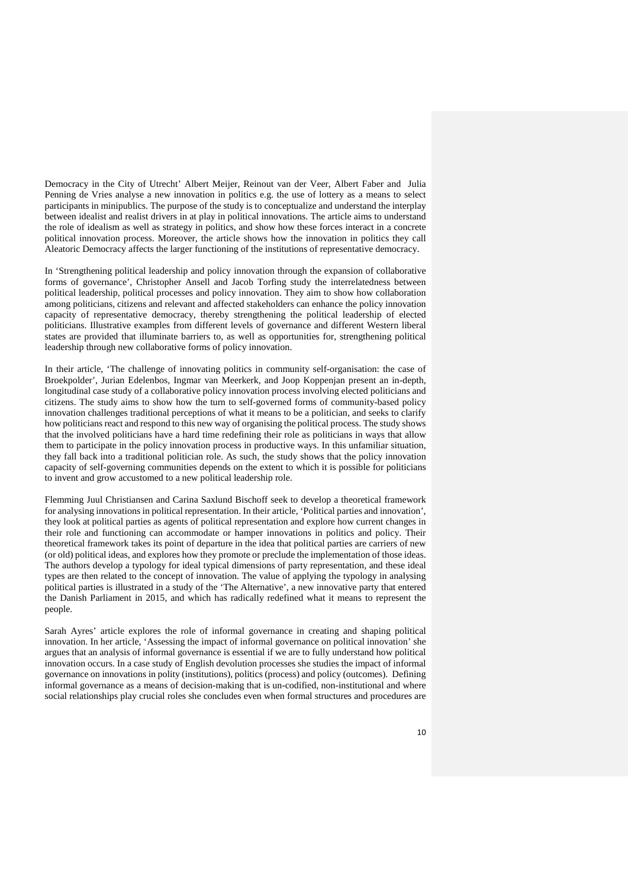Democracy in the City of Utrecht' Albert Meijer, Reinout van der Veer, Albert Faber and Julia Penning de Vries analyse a new innovation in politics e.g. the use of lottery as a means to select participants in minipublics. The purpose of the study is to conceptualize and understand the interplay between idealist and realist drivers in at play in political innovations. The article aims to understand the role of idealism as well as strategy in politics, and show how these forces interact in a concrete political innovation process. Moreover, the article shows how the innovation in politics they call Aleatoric Democracy affects the larger functioning of the institutions of representative democracy.

In 'Strengthening political leadership and policy innovation through the expansion of collaborative forms of governance', Christopher Ansell and Jacob Torfing study the interrelatedness between political leadership, political processes and policy innovation. They aim to show how collaboration among politicians, citizens and relevant and affected stakeholders can enhance the policy innovation capacity of representative democracy, thereby strengthening the political leadership of elected politicians. Illustrative examples from different levels of governance and different Western liberal states are provided that illuminate barriers to, as well as opportunities for, strengthening political leadership through new collaborative forms of policy innovation.

In their article, 'The challenge of innovating politics in community self-organisation: the case of Broekpolder', Jurian Edelenbos, Ingmar van Meerkerk, and Joop Koppenjan present an in-depth, longitudinal case study of a collaborative policy innovation process involving elected politicians and citizens. The study aims to show how the turn to self-governed forms of community-based policy innovation challenges traditional perceptions of what it means to be a politician, and seeks to clarify how politicians react and respond to this new way of organising the political process. The study shows that the involved politicians have a hard time redefining their role as politicians in ways that allow them to participate in the policy innovation process in productive ways. In this unfamiliar situation, they fall back into a traditional politician role. As such, the study shows that the policy innovation capacity of self-governing communities depends on the extent to which it is possible for politicians to invent and grow accustomed to a new political leadership role.

Flemming Juul Christiansen and Carina Saxlund Bischoff seek to develop a theoretical framework for analysing innovations in political representation. In their article, 'Political parties and innovation', they look at political parties as agents of political representation and explore how current changes in their role and functioning can accommodate or hamper innovations in politics and policy. Their theoretical framework takes its point of departure in the idea that political parties are carriers of new (or old) political ideas, and explores how they promote or preclude the implementation of those ideas. The authors develop a typology for ideal typical dimensions of party representation, and these ideal types are then related to the concept of innovation. The value of applying the typology in analysing political parties is illustrated in a study of the 'The Alternative', a new innovative party that entered the Danish Parliament in 2015, and which has radically redefined what it means to represent the people.

Sarah Ayres' article explores the role of informal governance in creating and shaping political innovation. In her article, 'Assessing the impact of informal governance on political innovation' she argues that an analysis of informal governance is essential if we are to fully understand how political innovation occurs. In a case study of English devolution processes she studies the impact of informal governance on innovations in polity (institutions), politics (process) and policy (outcomes). Defining informal governance as a means of decision-making that is un-codified, non-institutional and where social relationships play crucial roles she concludes even when formal structures and procedures are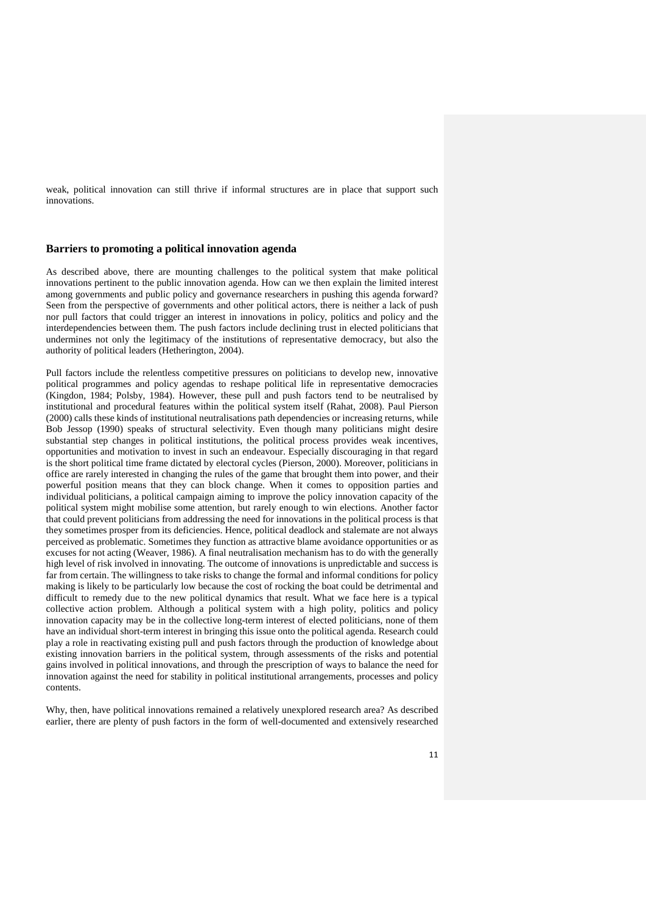weak, political innovation can still thrive if informal structures are in place that support such innovations.

## Barriers to promoting a political innovation agenda

As described above, there are mounting challenges to the political system that make political innovations pertinent to the public innovation agenda. How can we then explain the limited interest among governments and public policy and governance researchers in pushing this agenda forward? Seen from the perspective of governments and other political actors, there is neither a lack of push nor pull factors that could trigger an interest in innovations in policy, politics and policy and the interdependencies between them. The push factors include declining trust in elected politicians that undermines not only the legitimacy of the institutions of representative democracy, but also the authority of political leaders (Hetherington, 2004).

Pull factors include the relentless competitive pressures on politicians to develop new, innovative political programmes and policy agendas to reshape political life in representative democracies (Kingdon, 1984; Polsby, 1984). However, these pull and push factors tend to be neutralised by institutional and procedural features within the political system itself (Rahat, 2008). Paul Pierson (2000) calls these kinds of institutional neutralisations path dependencies or increasing returns, while Bob Jessop (1990) speaks of structural selectivity. Even though many politicians might desire substantial step changes in political institutions, the political process provides weak incentives, opportunities and motivation to invest in such an endeavour. Especially discouraging in that regard is the short political time frame dictated by electoral cycles (Pierson, 2000). Moreover, politicians in office are rarely interested in changing the rules of the game that brought them into power, and their powerful position means that they can block change. When it comes to opposition parties and individual politicians, a political campaign aiming to improve the policy innovation capacity of the political system might mobilise some attention, but rarely enough to win elections. Another factor that could prevent politicians from addressing the need for innovations in the political process is that they sometimes prosper from its deficiencies. Hence, political deadlock and stalemate are not always perceived as problematic. Sometimes they function as attractive blame avoidance opportunities or as excuses for not acting (Weaver, 1986). A final neutralisation mechanism has to do with the generally high level of risk involved in innovating. The outcome of innovations is unpredictable and success is far from certain. The willingness to take risks to change the formal and informal conditions for policy making is likely to be particularly low because the cost of rocking the boat could be detrimental and difficult to remedy due to the new political dynamics that result. What we face here is a typical collective action problem. Although a political system with a high polity, politics and policy innovation capacity may be in the collective long-term interest of elected politicians, none of them have an individual short-term interest in bringing this issue onto the political agenda. Research could play a role in reactivating existing pull and push factors through the production of knowledge about existing innovation barriers in the political system, through assessments of the risks and potential gains involved in political innovations, and through the prescription of ways to balance the need for innovation against the need for stability in political institutional arrangements, processes and policy contents.

Why, then, have political innovations remained a relatively unexplored research area? As described earlier, there are plenty of push factors in the form of well-documented and extensively researched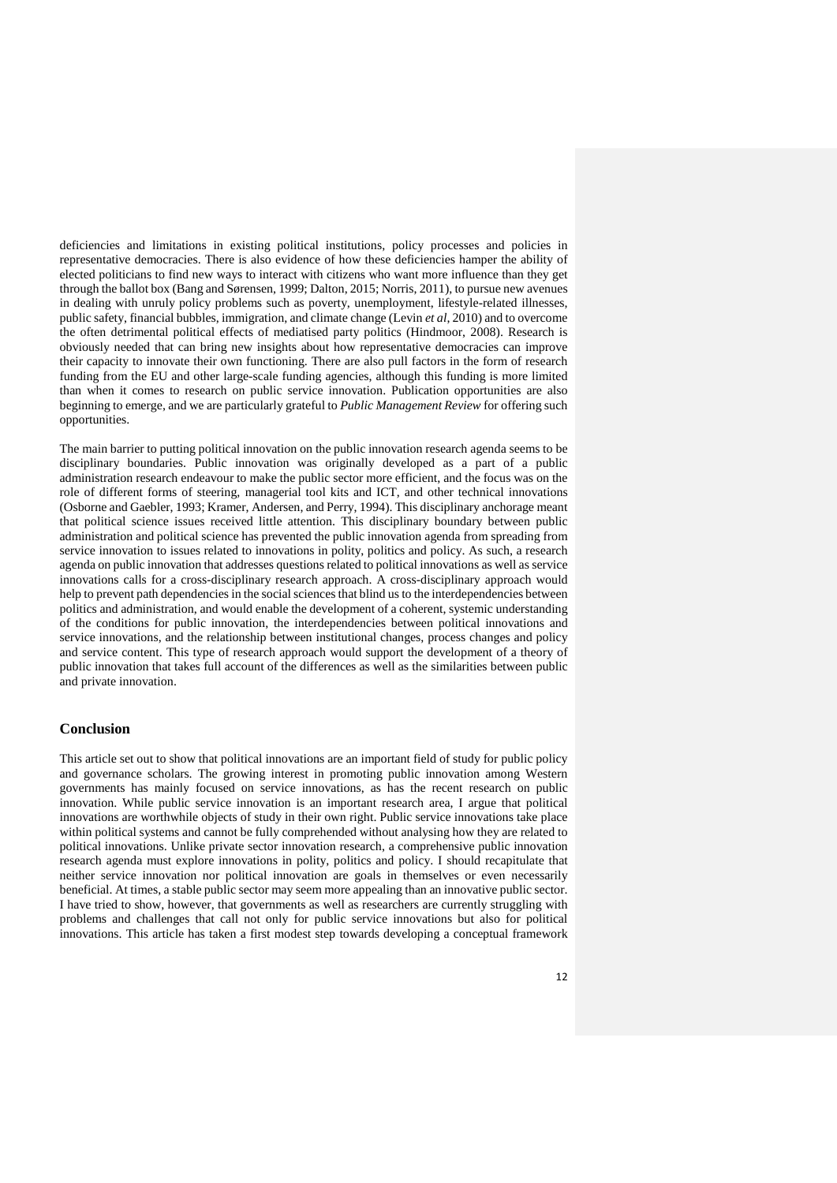deficiencies and limitations in existing political institutions, policy processes and policies in representative democracies. There is also evidence of how these deficiencies hamper the ability of elected politicians to find new ways to interact with citizens who want more influence than they get through the ballot box (Bang and Sørensen, 1999; Dalton, 2015; Norris, 2011), to pursue new avenues in dealing with unruly policy problems such as poverty, unemployment, lifestyle-related illnesses, public safety, financial bubbles, immigration, and climate change (Levin *et al*, 2010) and to overcome the often detrimental political effects of mediatised party politics (Hindmoor, 2008). Research is obviously needed that can bring new insights about how representative democracies can improve their capacity to innovate their own functioning. There are also pull factors in the form of research funding from the EU and other large-scale funding agencies, although this funding is more limited than when it comes to research on public service innovation. Publication opportunities are also beginning to emerge, and we are particularly grateful to *Public Management Review* for offering such opportunities.

The main barrier to putting political innovation on the public innovation research agenda seems to be disciplinary boundaries. Public innovation was originally developed as a part of a public administration research endeavour to make the public sector more efficient, and the focus was on the role of different forms of steering, managerial tool kits and ICT, and other technical innovations (Osborne and Gaebler, 1993; Kramer, Andersen, and Perry, 1994). This disciplinary anchorage meant that political science issues received little attention. This disciplinary boundary between public administration and political science has prevented the public innovation agenda from spreading from service innovation to issues related to innovations in polity, politics and policy. As such, a research agenda on public innovation that addresses questions related to political innovations as well as service innovations calls for a cross-disciplinary research approach. A cross-disciplinary approach would help to prevent path dependencies in the social sciences that blind us to the interdependencies between politics and administration, and would enable the development of a coherent, systemic understanding of the conditions for public innovation, the interdependencies between political innovations and service innovations, and the relationship between institutional changes, process changes and policy and service content. This type of research approach would support the development of a theory of public innovation that takes full account of the differences as well as the similarities between public and private innovation.

## Conclusion

This article set out to show that political innovations are an important field of study for public policy and governance scholars. The growing interest in promoting public innovation among Western governments has mainly focused on service innovations, as has the recent research on public innovation. While public service innovation is an important research area, I argue that political innovations are worthwhile objects of study in their own right. Public service innovations take place within political systems and cannot be fully comprehended without analysing how they are related to political innovations. Unlike private sector innovation research, a comprehensive public innovation research agenda must explore innovations in polity, politics and policy. I should recapitulate that neither service innovation nor political innovation are goals in themselves or even necessarily beneficial. At times, a stable public sector may seem more appealing than an innovative public sector. I have tried to show, however, that governments as well as researchers are currently struggling with problems and challenges that call not only for public service innovations but also for political innovations. This article has taken a first modest step towards developing a conceptual framework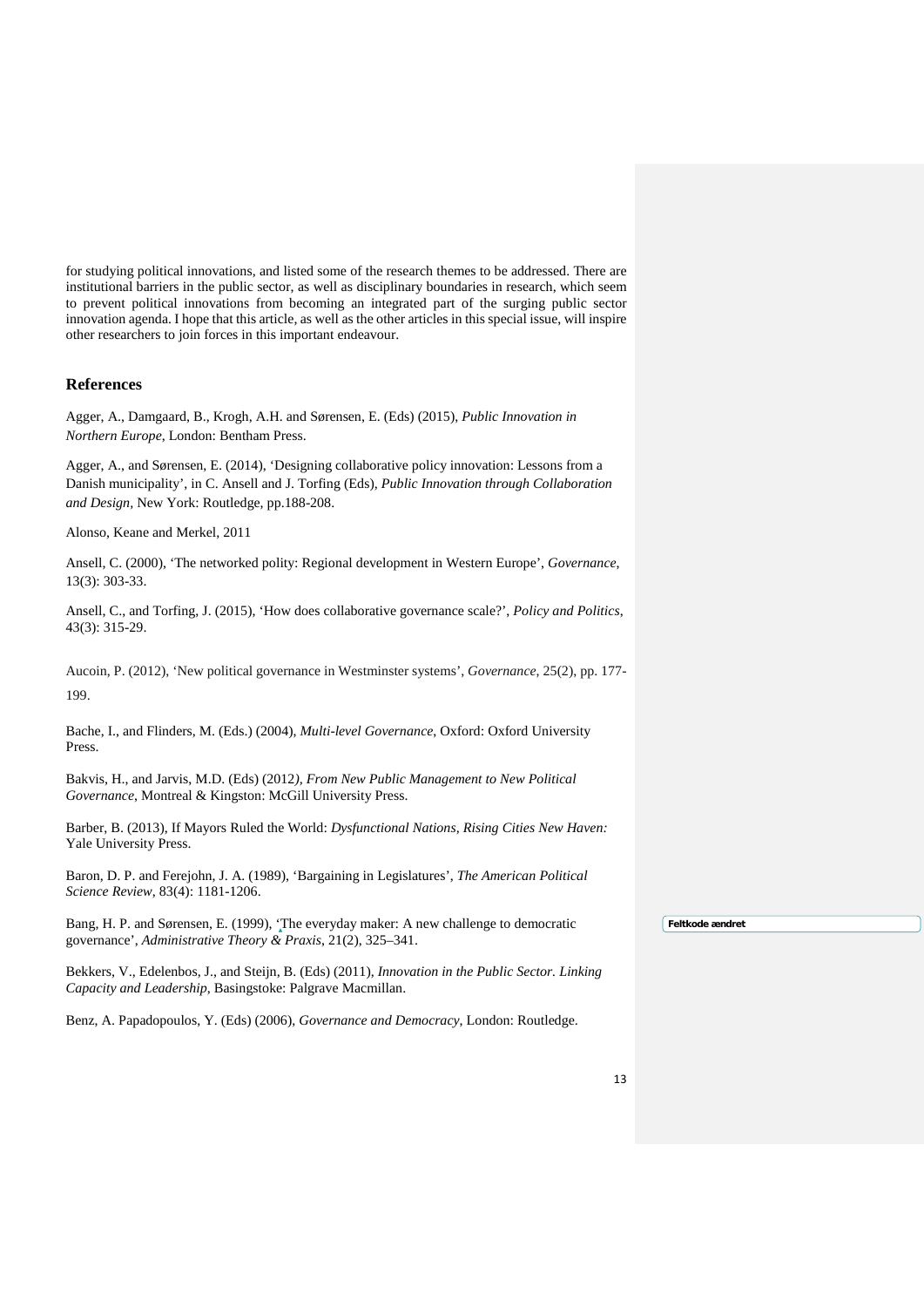for studying political innovations, and listed some of the research themes to be addressed. There are institutional barriers in the public sector, as well as disciplinary boundaries in research, which seem to prevent political innovations from becoming an integrated part of the surging public sector innovation agenda. I hope that this article, as well as the other articles in this special issue, will inspire other researchers to join forces in this important endeavour.

## References

Agger, A., Damgaard, B., Krogh, A.H. and Sørensen, E. (Eds) (2015), *Public Innovation in Northern Europe*, London: Bentham Press.

Agger, A., and Sørensen, E. (2014), 'Designing collaborative policy innovation: Lessons from a Danish municipality', in C. Ansell and J. Torfing (Eds), *Public Innovation through Collaboration and Design,* New York: Routledge, pp.188-208.

Alonso, Keane and Merkel, 2011

Ansell, C. (2000), 'The networked polity: Regional development in Western Europe', *Governance*, 13(3): 303-33.

Ansell, C., and Torfing, J. (2015), 'How does collaborative governance scale?', *Policy and Politics*, 43(3): 315-29.

Aucoin, P. (2012), 'New political governance in Westminster systems', *Governance*, 25(2), pp. 177-199.

Bache, I., and Flinders, M. (Eds.) (2004), *Multi-level Governance*, Oxford: Oxford University Press.

Bakvis, H., and Jarvis, M.D. (Eds) (2012*), From New Public Management to New Political Governance*, Montreal & Kingston: McGill University Press.

Barber, B. (2013), If Mayors Ruled the World: *Dysfunctional Nations, Rising Cities New Haven:* Yale University Press.

Baron, D. P. and Ferejohn, J. A. (1989), 'Bargaining in Legislatures', *The American Political Science Review*, 83(4): 1181-1206.

Bang, H. P. and Sørensen, E. (1999), 'The everyday maker: A new challenge to democratic governance', *Administrative Theory & Praxis*, 21(2), 325–341.

Bekkers, V., Edelenbos, J., and Steijn, B. (Eds) (2011), *Innovation in the Public Sector. Linking Capacity and Leadership,* Basingstoke: Palgrave Macmillan.

Benz, A. Papadopoulos, Y. (Eds) (2006), *Governance and Democracy*, London: Routledge.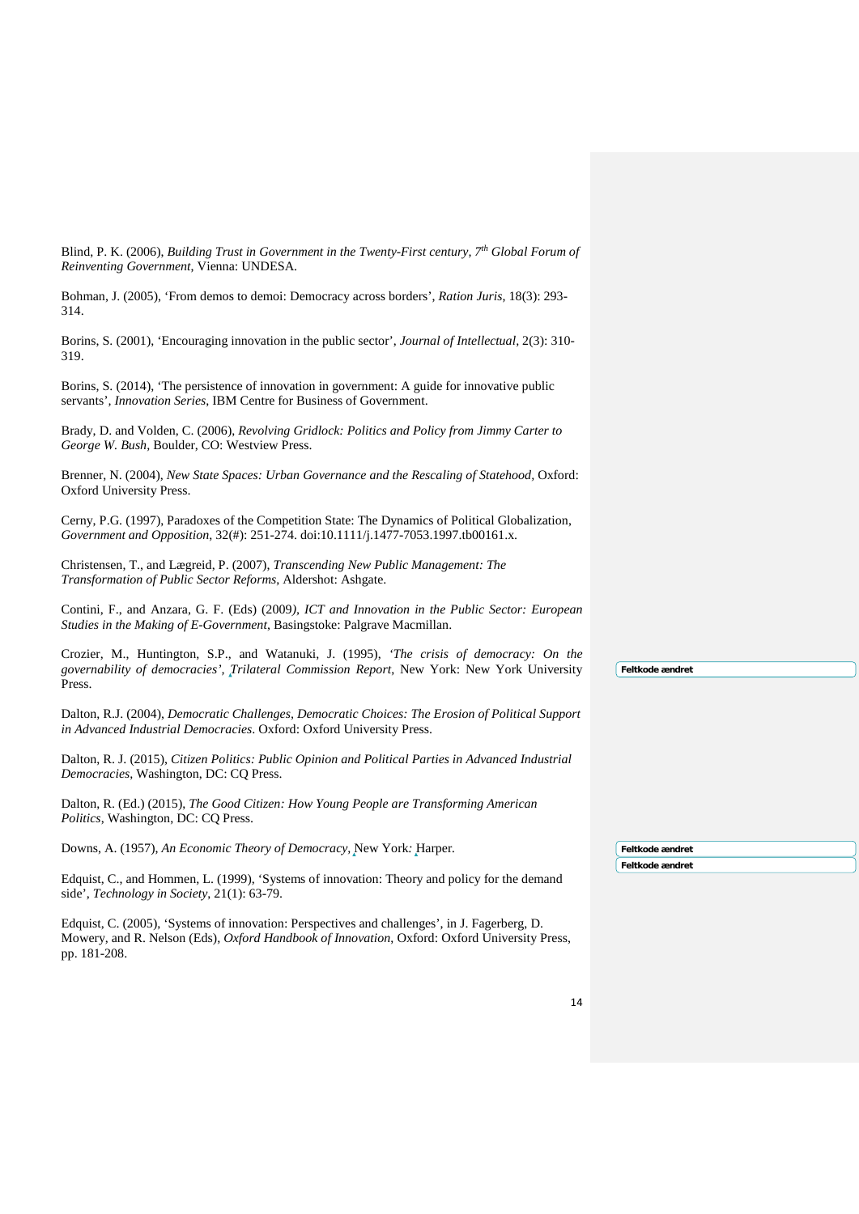Blind, P. K. (2006), *Building Trust in Government in the Twenty-First century, 7th Global Forum of Reinventing Government*, Vienna: UNDESA.

Bohman, J. (2005), 'From demos to demoi: Democracy across borders', *Ration Juris*, 18(3): 293-314.

Borins, S. (2001), 'Encouraging innovation in the public sector', *Journal of Intellectual*, 2(3): 310-319.

Borins, S. (2014), 'The persistence of innovation in government: A guide for innovative public servants', *Innovation Series*, IBM Centre for Business of Government.

Brady, D. and Volden, C. (2006), *Revolving Gridlock: Politics and Policy from Jimmy Carter to George W. Bush*, Boulder, CO: Westview Press.

Brenner, N. (2004), *New State Spaces: Urban Governance and the Rescaling of Statehood*, Oxford: Oxford University Press.

Cerny, P.G. (1997), Paradoxes of the Competition State: The Dynamics of Political Globalization, *Government and Opposition*, 32(#): 251-274. doi:10.1111/j.1477-7053.1997.tb00161.x.

Christensen, T., and Lægreid, P. (2007), *Transcending New Public Management: The Transformation of Public Sector Reforms*, Aldershot: Ashgate.

Contini, F., and Anzara, G. F. (Eds) (2009), *ICT and Innovation in the Public Sector: European Studies in the Making of E-Government*, Basingstoke: Palgrave Macmillan.

Crozier, M., Huntington, S.P., and Watanuki, J. (1995), *'The crisis of democracy: On the governability of democracies', Trilateral Commission Report*, New York: New York University Press.

Dalton, R.J. (2004), *Democratic Challenges, Democratic Choices: The Erosion of Political Support in Advanced Industrial Democracies*. Oxford: Oxford University Press.

Dalton, R. J. (2015), *Citizen Politics: Public Opinion and Political Parties in Advanced Industrial Democracies*, Washington, DC: CQ Press.

Dalton, R. (Ed.) (2015), *The Good Citizen: How Young People are Transforming American Politics*, Washington, DC: CQ Press.

Downs, A. (1957), *An Economic Theory of Democracy*, New York: Harper.

Edquist, C., and Hommen, L. (1999), 'Systems of innovation: Theory and policy for the demand side', *Technology in Society*, 21(1): 63-79.

Edquist, C. (2005), 'Systems of innovation: Perspectives and challenges', in J. Fagerberg, D. Mowery, and R. Nelson (Eds), *Oxford Handbook of Innovation*, Oxford: Oxford University Press, pp. 181-208.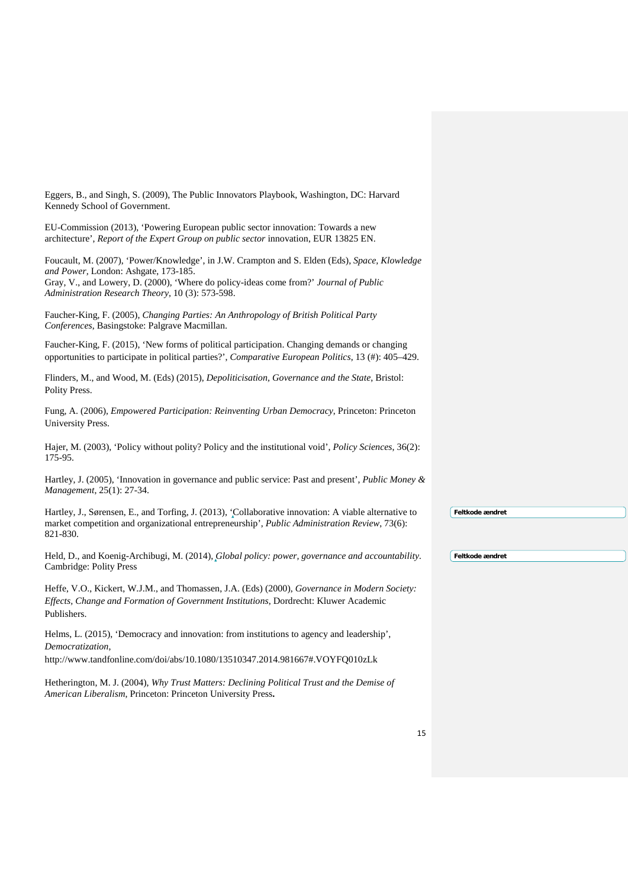Eggers, B., and Singh, S. (2009), The Public Innovators Playbook, Washington, DC: Harvard Kennedy School of Government.

EU-Commission (2013), 'Powering European public sector innovation: Towards a new architecture', *Report of the Expert Group on public sector* innovation, EUR 13825 EN.

Foucault, M. (2007), 'Power/Knowledge', in J.W. Crampton and S. Elden (Eds), *Space, Klowledge and Power,* London: Ashgate, 173-185.
Gray, V., and Lowery, D. (2000), 'Where do policy-ideas come from?' *Journal of Public Administration Research Theory*, 10 (3): 573-598.

Faucher-King, F. (2005), *Changing Parties: An Anthropology of British Political Party Conferences*, Basingstoke: Palgrave Macmillan.

Faucher-King, F. (2015), 'New forms of political participation. Changing demands or changing opportunities to participate in political parties?', *Comparative European Politics*, 13 (#): 405–429.

Flinders, M., and Wood, M. (Eds) (2015), *Depoliticisation, Governance and the State*, Bristol: Polity Press.

Fung, A. (2006), *Empowered Participation: Reinventing Urban Democracy*, Princeton: Princeton University Press.

Hajer, M. (2003), 'Policy without polity? Policy and the institutional void', *Policy Sciences*, 36(2): 175-95.

Hartley, J. (2005), 'Innovation in governance and public service: Past and present', *Public Money & Management*, 25(1): 27-34.

Hartley, J., Sørensen, E., and Torfing, J. (2013), 'Collaborative innovation: A viable alternative to market competition and organizational entrepreneurship', *Public Administration Review*, 73(6): 821-830.

Held, D., and Koenig-Archibugi, M. (2014), *Global policy: power, governance and accountability*. Cambridge: Polity Press

Heffe, V.O., Kickert, W.J.M., and Thomassen, J.A. (Eds) (2000), *Governance in Modern Society: Effects, Change and Formation of Government Institutions*, Dordrecht: Kluwer Academic Publishers.

Helms, L. (2015), 'Democracy and innovation: from institutions to agency and leadership', *Democratization*,
http://www.tandfonline.com/doi/abs/10.1080/13510347.2014.981667#.VOYFQ010zLk

Hetherington, M. J. (2004), *Why Trust Matters: Declining Political Trust and the Demise of American Liberalism*, Princeton: Princeton University Press**.**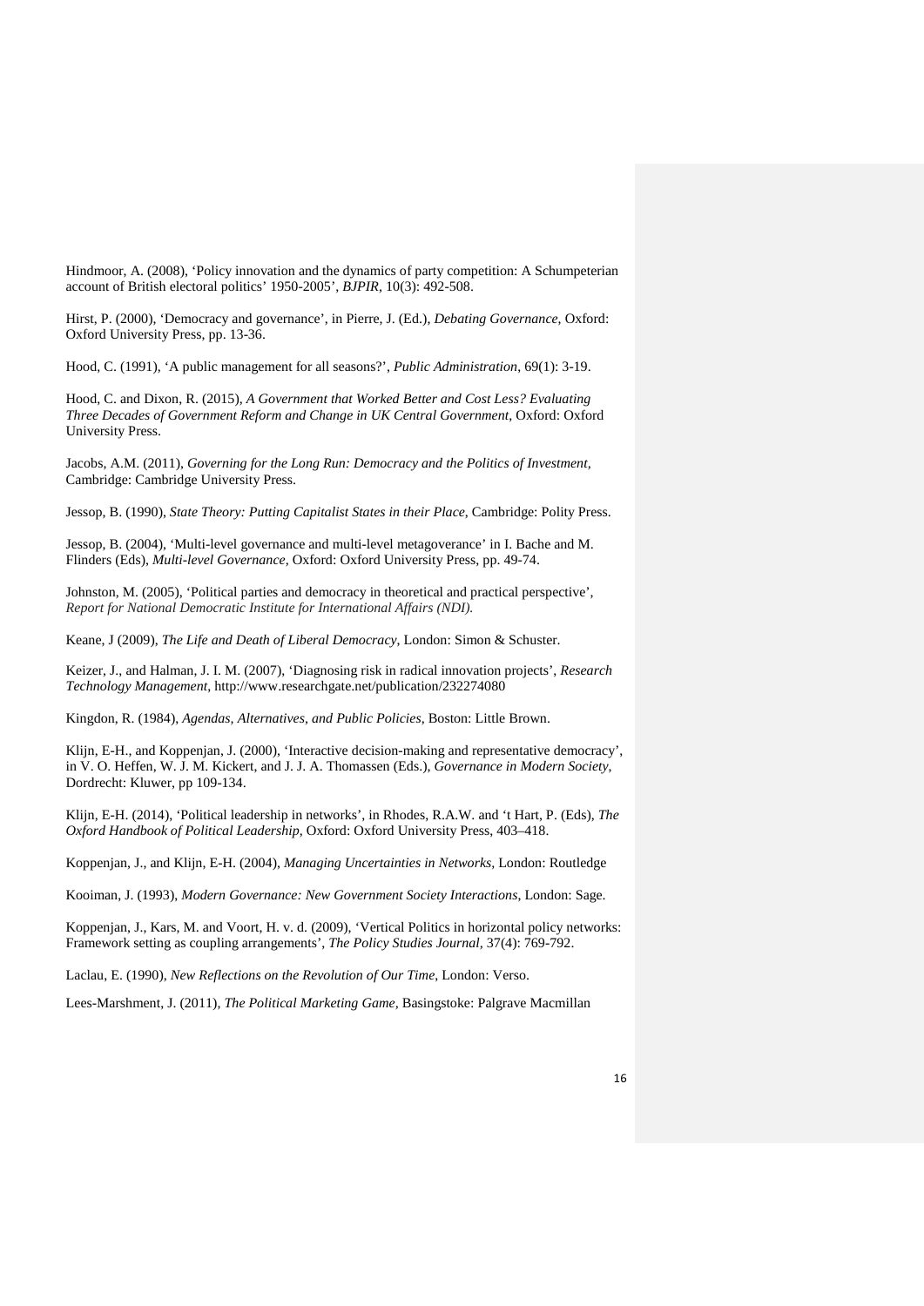Hindmoor, A. (2008), 'Policy innovation and the dynamics of party competition: A Schumpeterian account of British electoral politics' 1950-2005', *BJPIR*, 10(3): 492-508.

Hirst, P. (2000), 'Democracy and governance', in Pierre, J. (Ed.), *Debating Governance*, Oxford: Oxford University Press, pp. 13-36.

Hood, C. (1991), 'A public management for all seasons?', *Public Administration*, 69(1): 3-19.

Hood, C. and Dixon, R. (2015), *A Government that Worked Better and Cost Less? Evaluating Three Decades of Government Reform and Change in UK Central Government*, Oxford: Oxford University Press.

Jacobs, A.M. (2011), *Governing for the Long Run: Democracy and the Politics of Investment*, Cambridge: Cambridge University Press.

Jessop, B. (1990), *State Theory: Putting Capitalist States in their Place*, Cambridge: Polity Press.

Jessop, B. (2004), 'Multi-level governance and multi-level metagoverance' in I. Bache and M. Flinders (Eds), *Multi-level Governance*, Oxford: Oxford University Press, pp. 49-74.

Johnston, M. (2005), 'Political parties and democracy in theoretical and practical perspective', *Report for National Democratic Institute for International Affairs (NDI).*

Keane, J (2009), *The Life and Death of Liberal Democracy*, London: Simon & Schuster.

Keizer, J., and Halman, J. I. M. (2007), 'Diagnosing risk in radical innovation projects', *Research Technology Management*, http://www.researchgate.net/publication/232274080

Kingdon, R. (1984), *Agendas, Alternatives, and Public Policies*, Boston: Little Brown.

Klijn, E-H., and Koppenjan, J. (2000), 'Interactive decision-making and representative democracy', in V. O. Heffen, W. J. M. Kickert, and J. J. A. Thomassen (Eds.), *Governance in Modern Society*, Dordrecht: Kluwer, pp 109-134.

Klijn, E-H. (2014), 'Political leadership in networks', in Rhodes, R.A.W. and 't Hart, P. (Eds), *The Oxford Handbook of Political Leadership*, Oxford: Oxford University Press, 403–418.

Koppenjan, J., and Klijn, E-H. (2004), *Managing Uncertainties in Networks*, London: Routledge

Kooiman, J. (1993), *Modern Governance: New Government Society Interactions*, London: Sage.

Koppenjan, J., Kars, M. and Voort, H. v. d. (2009), 'Vertical Politics in horizontal policy networks: Framework setting as coupling arrangements', *The Policy Studies Journal*, 37(4): 769-792.

Laclau, E. (1990), *New Reflections on the Revolution of Our Time*, London: Verso.

Lees-Marshment, J. (2011), *The Political Marketing Game*, Basingstoke: Palgrave Macmillan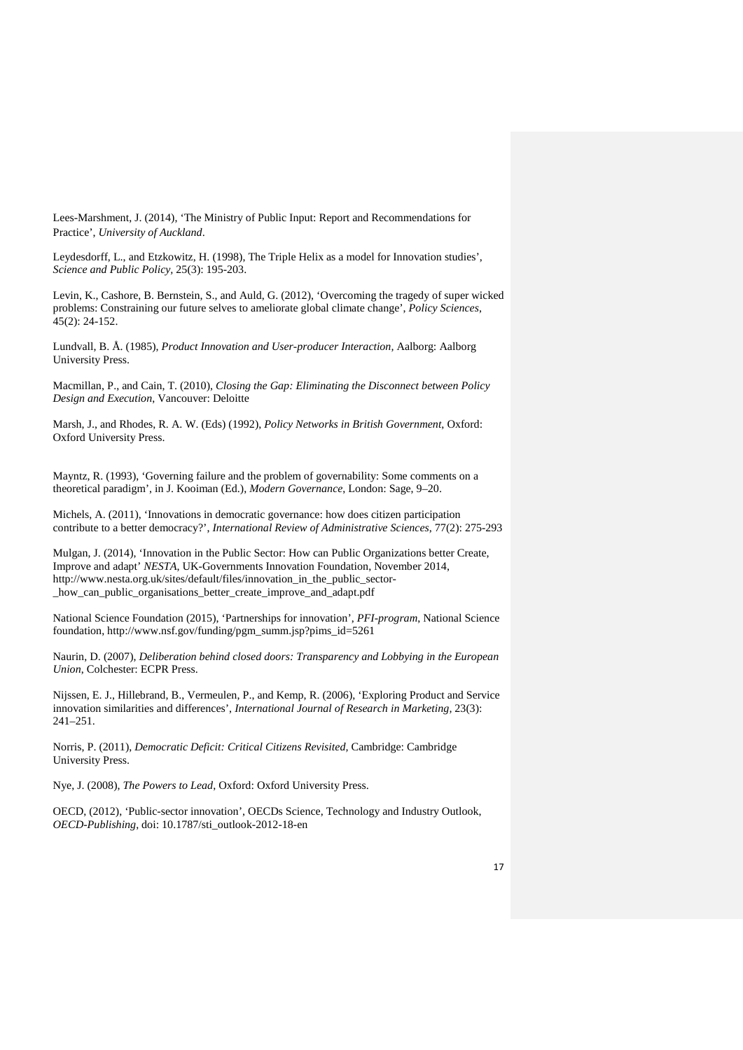Lees-Marshment, J. (2014), 'The Ministry of Public Input: Report and Recommendations for Practice', *University of Auckland*.

Leydesdorff, L., and Etzkowitz, H. (1998), The Triple Helix as a model for Innovation studies', *Science and Public Policy*, 25(3): 195-203.

Levin, K., Cashore, B. Bernstein, S., and Auld, G. (2012), 'Overcoming the tragedy of super wicked problems: Constraining our future selves to ameliorate global climate change', *Policy Sciences*, 45(2): 24-152.

Lundvall, B. Å. (1985), *Product Innovation and User-producer Interaction*, Aalborg: Aalborg University Press.

Macmillan, P., and Cain, T. (2010), *Closing the Gap: Eliminating the Disconnect between Policy Design and Execution*, Vancouver: Deloitte

Marsh, J., and Rhodes, R. A. W. (Eds) (1992), *Policy Networks in British Government*, Oxford: Oxford University Press.

Mayntz, R. (1993), 'Governing failure and the problem of governability: Some comments on a theoretical paradigm', in J. Kooiman (Ed.), *Modern Governance*, London: Sage, 9–20.

Michels, A. (2011), 'Innovations in democratic governance: how does citizen participation contribute to a better democracy?', *International Review of Administrative Sciences*, 77(2): 275-293

Mulgan, J. (2014), 'Innovation in the Public Sector: How can Public Organizations better Create, Improve and adapt' *NESTA*, UK-Governments Innovation Foundation, November 2014, http://www.nesta.org.uk/sites/default/files/innovation_in_the_public_sector-_how_can_public_organisations_better_create_improve_and_adapt.pdf

National Science Foundation (2015), 'Partnerships for innovation', *PFI-program*, National Science foundation, http://www.nsf.gov/funding/pgm_summ.jsp?pims_id=5261

Naurin, D. (2007), *Deliberation behind closed doors: Transparency and Lobbying in the European Union*, Colchester: ECPR Press.

Nijssen, E. J., Hillebrand, B., Vermeulen, P., and Kemp, R. (2006), 'Exploring Product and Service innovation similarities and differences', *International Journal of Research in Marketing*, 23(3): 241–251.

Norris, P. (2011), *Democratic Deficit: Critical Citizens Revisited*, Cambridge: Cambridge University Press.

Nye, J. (2008), *The Powers to Lead*, Oxford: Oxford University Press.

OECD, (2012), 'Public-sector innovation', OECDs Science, Technology and Industry Outlook, *OECD-Publishing*, doi: 10.1787/sti_outlook-2012-18-en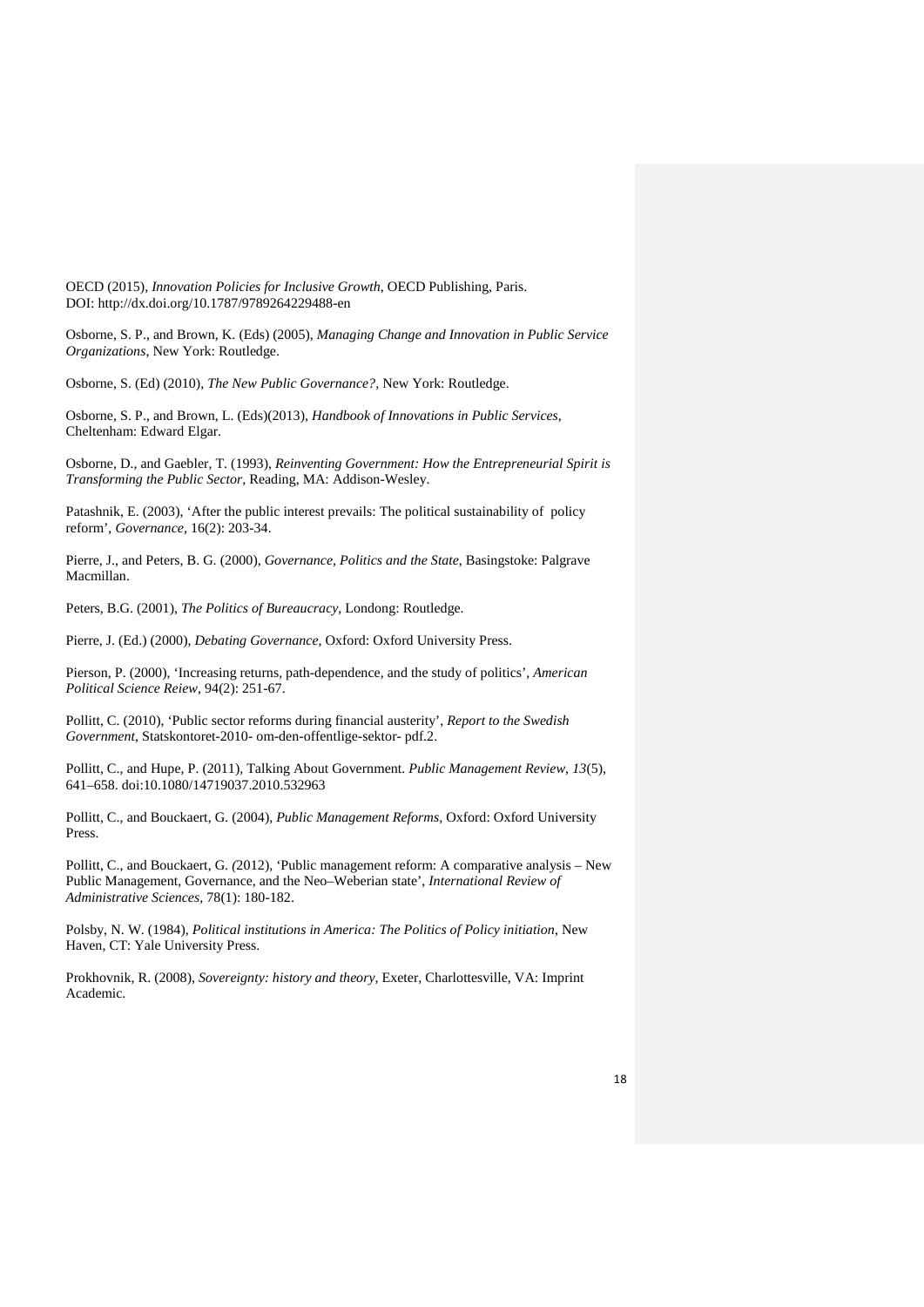OECD (2015), *Innovation Policies for Inclusive Growth*, OECD Publishing, Paris. DOI: http://dx.doi.org/10.1787/9789264229488-en

Osborne, S. P., and Brown, K. (Eds) (2005), *Managing Change and Innovation in Public Service Organizations*, New York: Routledge.

Osborne, S. (Ed) (2010), *The New Public Governance?*, New York: Routledge.

Osborne, S. P., and Brown, L. (Eds)(2013), *Handbook of Innovations in Public Services*, Cheltenham: Edward Elgar.

Osborne, D., and Gaebler, T. (1993), *Reinventing Government: How the Entrepreneurial Spirit is Transforming the Public Sector*, Reading, MA: Addison-Wesley.

Patashnik, E. (2003), 'After the public interest prevails: The political sustainability of policy reform', *Governance*, 16(2): 203-34.

Pierre, J., and Peters, B. G. (2000), *Governance, Politics and the State*, Basingstoke: Palgrave Macmillan.

Peters, B.G. (2001), *The Politics of Bureaucracy*, Londong: Routledge.

Pierre, J. (Ed.) (2000), *Debating Governance*, Oxford: Oxford University Press.

Pierson, P. (2000), 'Increasing returns, path-dependence, and the study of politics', *American Political Science Reiew*, 94(2): 251-67.

Pollitt, C. (2010), 'Public sector reforms during financial austerity', *Report to the Swedish Government*, Statskontoret-2010- om-den-offentlige-sektor- pdf.2.

Pollitt, C., and Hupe, P. (2011), Talking About Government. *Public Management Review*, *13*(5), 641–658. doi:10.1080/14719037.2010.532963

Pollitt, C., and Bouckaert, G. (2004), *Public Management Reforms*, Oxford: Oxford University Press.

Pollitt, C., and Bouckaert, G. (2012), 'Public management reform: A comparative analysis – New Public Management, Governance, and the Neo–Weberian state', *International Review of Administrative Sciences*, 78(1): 180-182.

Polsby, N. W. (1984), *Political institutions in America: The Politics of Policy initiation*, New Haven, CT: Yale University Press.

Prokhovnik, R. (2008), *Sovereignty: history and theory*, Exeter, Charlottesville, VA: Imprint Academic.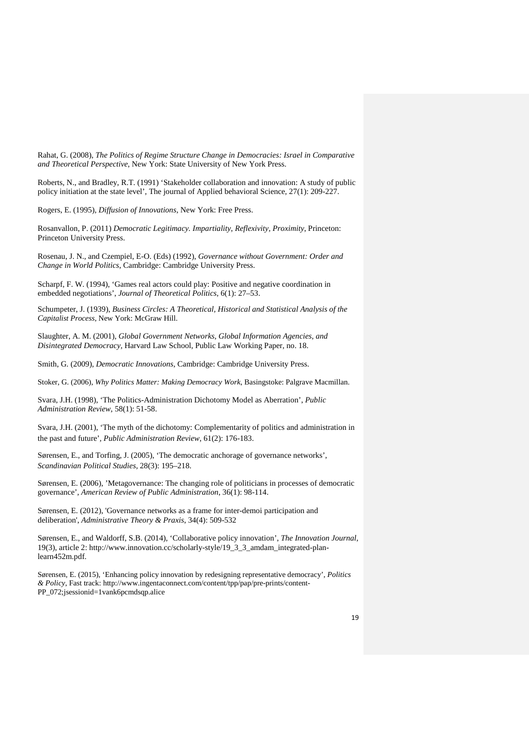Rahat, G. (2008), *The Politics of Regime Structure Change in Democracies: Israel in Comparative and Theoretical Perspective*, New York: State University of New York Press.

Roberts, N., and Bradley, R.T. (1991) 'Stakeholder collaboration and innovation: A study of public policy initiation at the state level', The journal of Applied behavioral Science, 27(1): 209-227.

Rogers, E. (1995), *Diffusion of Innovations*, New York: Free Press.

Rosanvallon, P. (2011) *Democratic Legitimacy. Impartiality, Reflexivity, Proximity*, Princeton: Princeton University Press.

Rosenau, J. N., and Czempiel, E-O. (Eds) (1992), *Governance without Government: Order and Change in World Politics*, Cambridge: Cambridge University Press.

Scharpf, F. W. (1994), 'Games real actors could play: Positive and negative coordination in embedded negotiations', *Journal of Theoretical Politics*, 6(1): 27–53.

Schumpeter, J. (1939), *Business Circles: A Theoretical, Historical and Statistical Analysis of the Capitalist Process*, New York: McGraw Hill.

Slaughter, A. M. (2001), *Global Government Networks, Global Information Agencies, and Disintegrated Democracy*, Harvard Law School, Public Law Working Paper, no. 18.

Smith, G. (2009), *Democratic Innovations*, Cambridge: Cambridge University Press.

Stoker, G. (2006), *Why Politics Matter: Making Democracy Work*, Basingstoke: Palgrave Macmillan.

Svara, J.H. (1998), 'The Politics-Administration Dichotomy Model as Aberration', *Public Administration Review*, 58(1): 51-58.

Svara, J.H. (2001), 'The myth of the dichotomy: Complementarity of politics and administration in the past and future', *Public Administration Review*, 61(2): 176-183.

Sørensen, E., and Torfing, J. (2005), 'The democratic anchorage of governance networks', *Scandinavian Political Studies*, 28(3): 195–218.

Sørensen, E. (2006), 'Metagovernance: The changing role of politicians in processes of democratic governance', *American Review of Public Administration*, 36(1): 98-114.

Sørensen, E. (2012), 'Governance networks as a frame for inter-demoi participation and deliberation', *Administrative Theory & Praxis*, 34(4): 509-532

Sørensen, E., and Waldorff, S.B. (2014), 'Collaborative policy innovation', *The Innovation Journal*, 19(3), article 2: http://www.innovation.cc/scholarly-style/19_3_3_amdam_integrated-plan-learn452m.pdf.

Sørensen, E. (2015), 'Enhancing policy innovation by redesigning representative democracy', *Politics & Policy*, Fast track: http://www.ingentaconnect.com/content/tpp/pap/pre-prints/content-PP_072;jsessionid=1vank6pcmdsqp.alice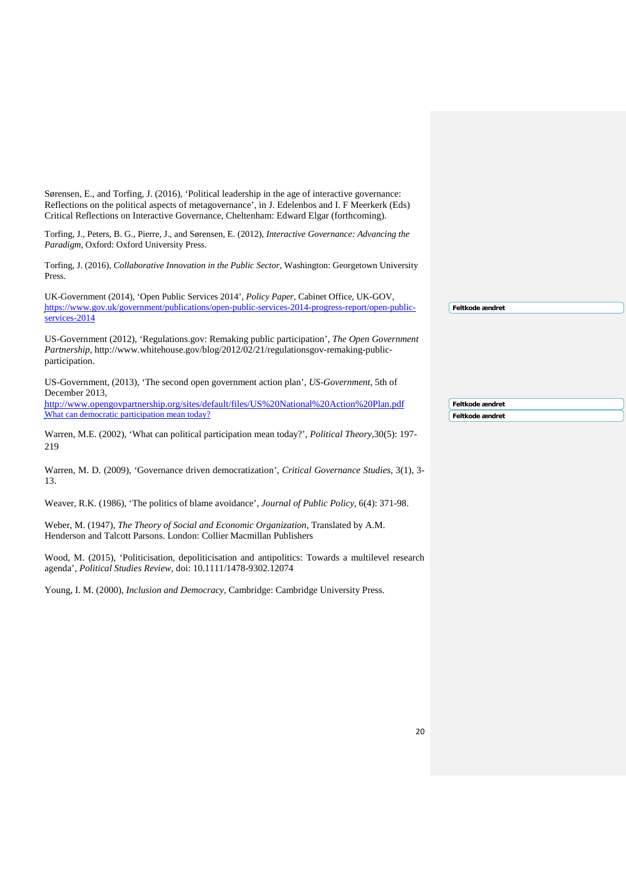Sørensen, E., and Torfing, J. (2016), 'Political leadership in the age of interactive governance: Reflections on the political aspects of metagovernance', in J. Edelenbos and I. F Meerkerk (Eds) Critical Reflections on Interactive Governance, Cheltenham: Edward Elgar (forthcoming).

Torfing, J., Peters, B. G., Pierre, J., and Sørensen, E. (2012), *Interactive Governance: Advancing the Paradigm*, Oxford: Oxford University Press.

Torfing, J. (2016), *Collaborative Innovation in the Public Sector*, Washington: Georgetown University Press.

UK-Government (2014), 'Open Public Services 2014', *Policy Paper*, Cabinet Office, UK-GOV, https://www.gov.uk/government/publications/open-public-services-2014-progress-report/open-public-services-2014

US-Government (2012), 'Regulations.gov: Remaking public participation', *The Open Government Partnership*, http://www.whitehouse.gov/blog/2012/02/21/regulationsgov-remaking-public-participation.

US-Government, (2013), 'The second open government action plan', *US-Government*, 5th of December 2013, http://www.opengovpartnership.org/sites/default/files/US%20National%20Action%20Plan.pdf What can democratic participation mean today?

Warren, M.E. (2002), 'What can political participation mean today?', *Political Theory*,30(5): 197-219

Warren, M. D. (2009), 'Governance driven democratization', *Critical Governance Studies*, 3(1), 3-13.

Weaver, R.K. (1986), 'The politics of blame avoidance', *Journal of Public Policy*, 6(4): 371-98.

Weber, M. (1947), *The Theory of Social and Economic Organization*, Translated by A.M. Henderson and Talcott Parsons. London: Collier Macmillan Publishers

Wood, M. (2015), 'Politicisation, depoliticisation and antipolitics: Towards a multilevel research agenda', *Political Studies Review*, doi: 10.1111/1478-9302.12074

Young, I. M. (2000), *Inclusion and Democracy*, Cambridge: Cambridge University Press.

Feltkode ændret

Feltkode ændret

Feltkode ændret